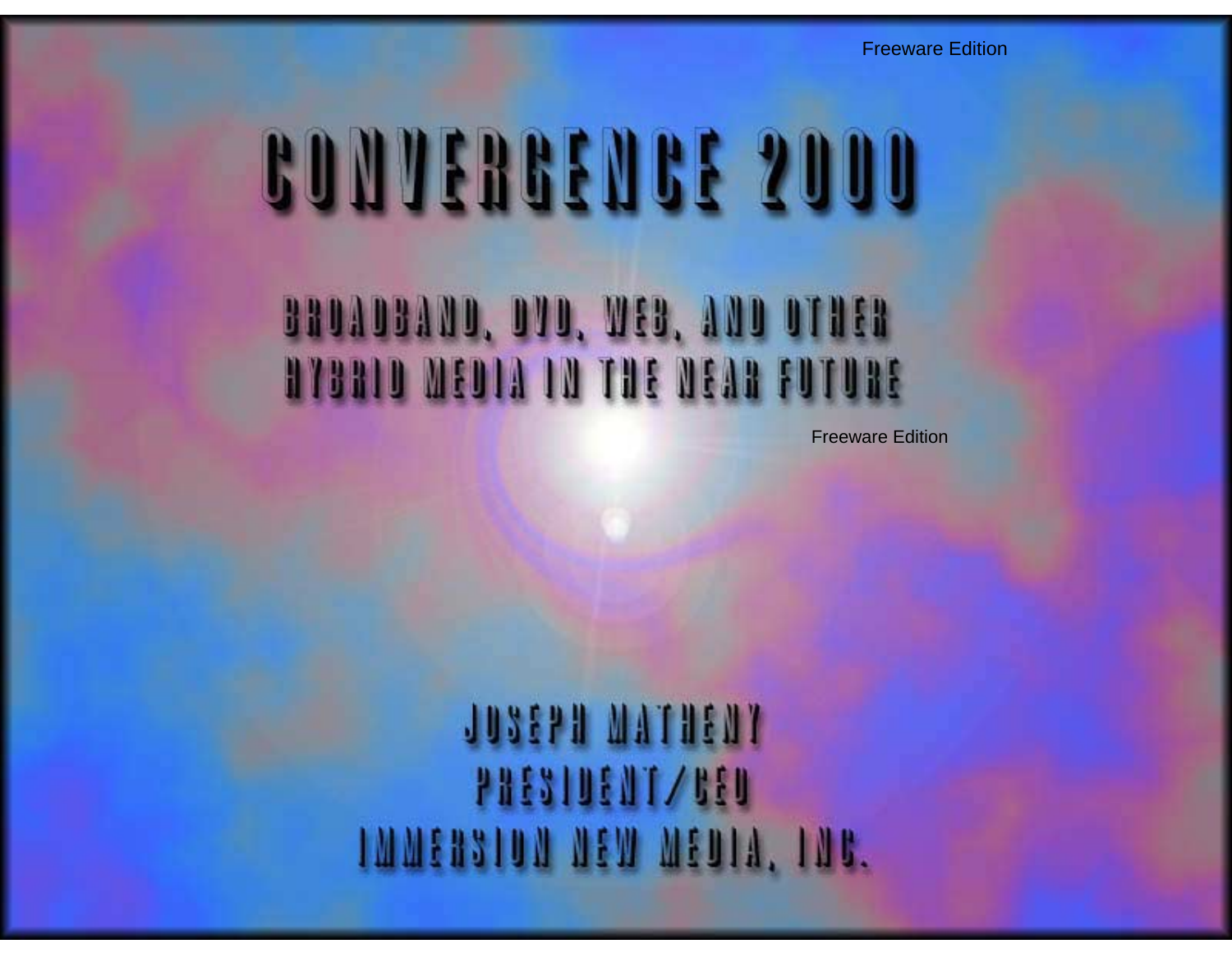# CONVERGENCE 2000

## BROADBAND, DVD, WEB, AND OTHER HYBRID MEDIA IN THE NEAR FUTURE

JOSEPH MATHENY
PRESIDENT/CEO
IMMERSION NEW MEDIA, INC.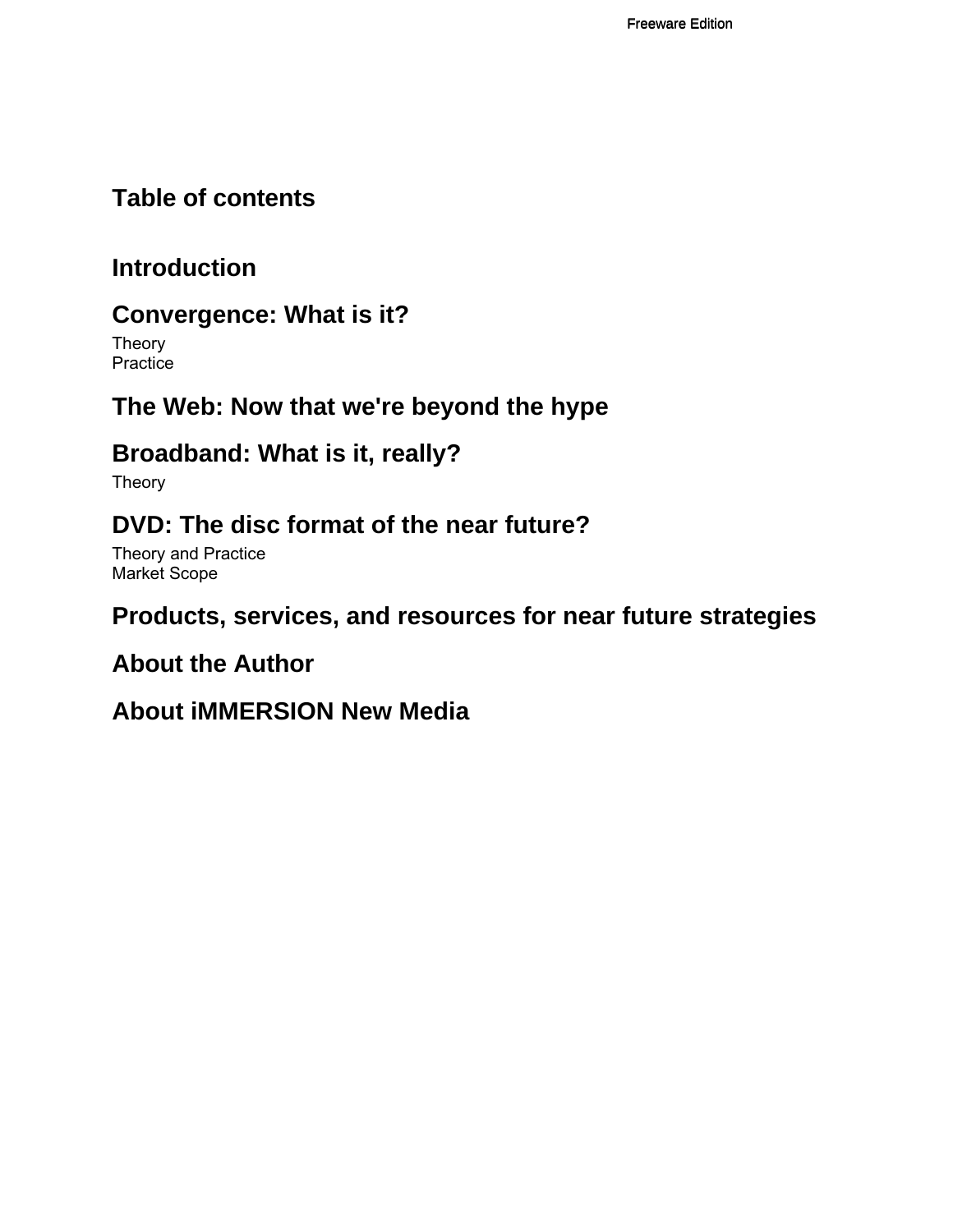# Table of contents

## Introduction

## Convergence: What is it?

Theory
Practice

## The Web: Now that we're beyond the hype

## Broadband: What is it, really?

Theory

## DVD: The disc format of the near future?

Theory and Practice
Market Scope

## Products, services, and resources for near future strategies

## About the Author

## About iMMERSION New Media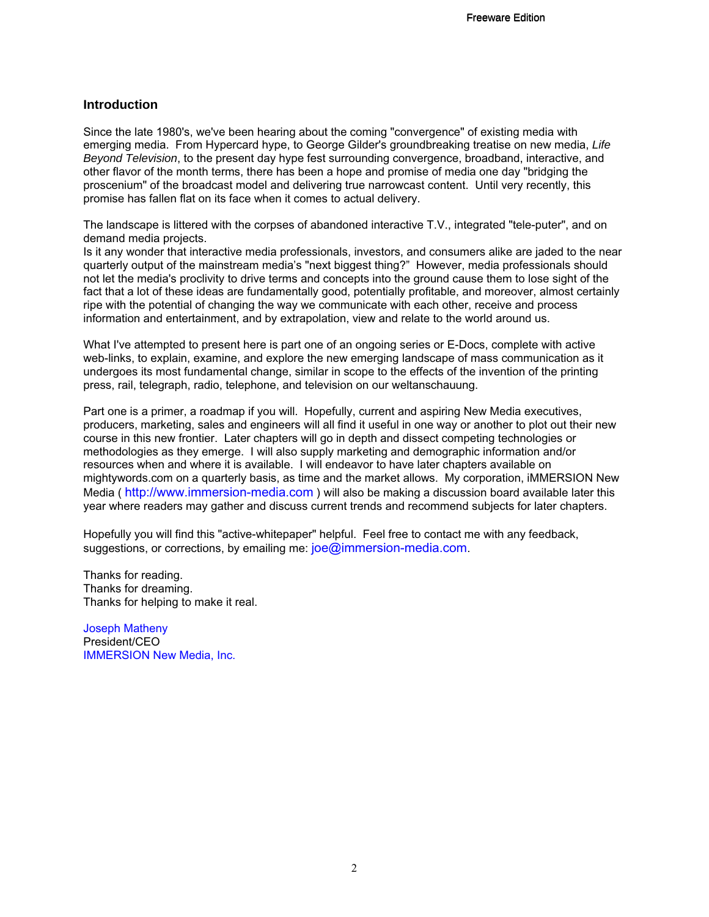## Introduction

Since the late 1980's, we've been hearing about the coming "convergence" of existing media with emerging media. From Hypercard hype, to George Gilder's groundbreaking treatise on new media, *Life Beyond Television*, to the present day hype fest surrounding convergence, broadband, interactive, and other flavor of the month terms, there has been a hope and promise of media one day "bridging the proscenium" of the broadcast model and delivering true narrowcast content. Until very recently, this promise has fallen flat on its face when it comes to actual delivery.

The landscape is littered with the corpses of abandoned interactive T.V., integrated "tele-puter", and on demand media projects.
Is it any wonder that interactive media professionals, investors, and consumers alike are jaded to the near quarterly output of the mainstream media's "next biggest thing?" However, media professionals should not let the media's proclivity to drive terms and concepts into the ground cause them to lose sight of the fact that a lot of these ideas are fundamentally good, potentially profitable, and moreover, almost certainly ripe with the potential of changing the way we communicate with each other, receive and process information and entertainment, and by extrapolation, view and relate to the world around us.

What I've attempted to present here is part one of an ongoing series or E-Docs, complete with active web-links, to explain, examine, and explore the new emerging landscape of mass communication as it undergoes its most fundamental change, similar in scope to the effects of the invention of the printing press, rail, telegraph, radio, telephone, and television on our weltanschauung.

Part one is a primer, a roadmap if you will. Hopefully, current and aspiring New Media executives, producers, marketing, sales and engineers will all find it useful in one way or another to plot out their new course in this new frontier. Later chapters will go in depth and dissect competing technologies or methodologies as they emerge. I will also supply marketing and demographic information and/or resources when and where it is available. I will endeavor to have later chapters available on mightywords.com on a quarterly basis, as time and the market allows. My corporation, iMMERSION New Media ( http://www.immersion-media.com ) will also be making a discussion board available later this year where readers may gather and discuss current trends and recommend subjects for later chapters.

Hopefully you will find this "active-whitepaper" helpful. Feel free to contact me with any feedback, suggestions, or corrections, by emailing me: joe@immersion-media.com.

Thanks for reading.
Thanks for dreaming.
Thanks for helping to make it real.

Joseph Matheny
President/CEO
IMMERSION New Media, Inc.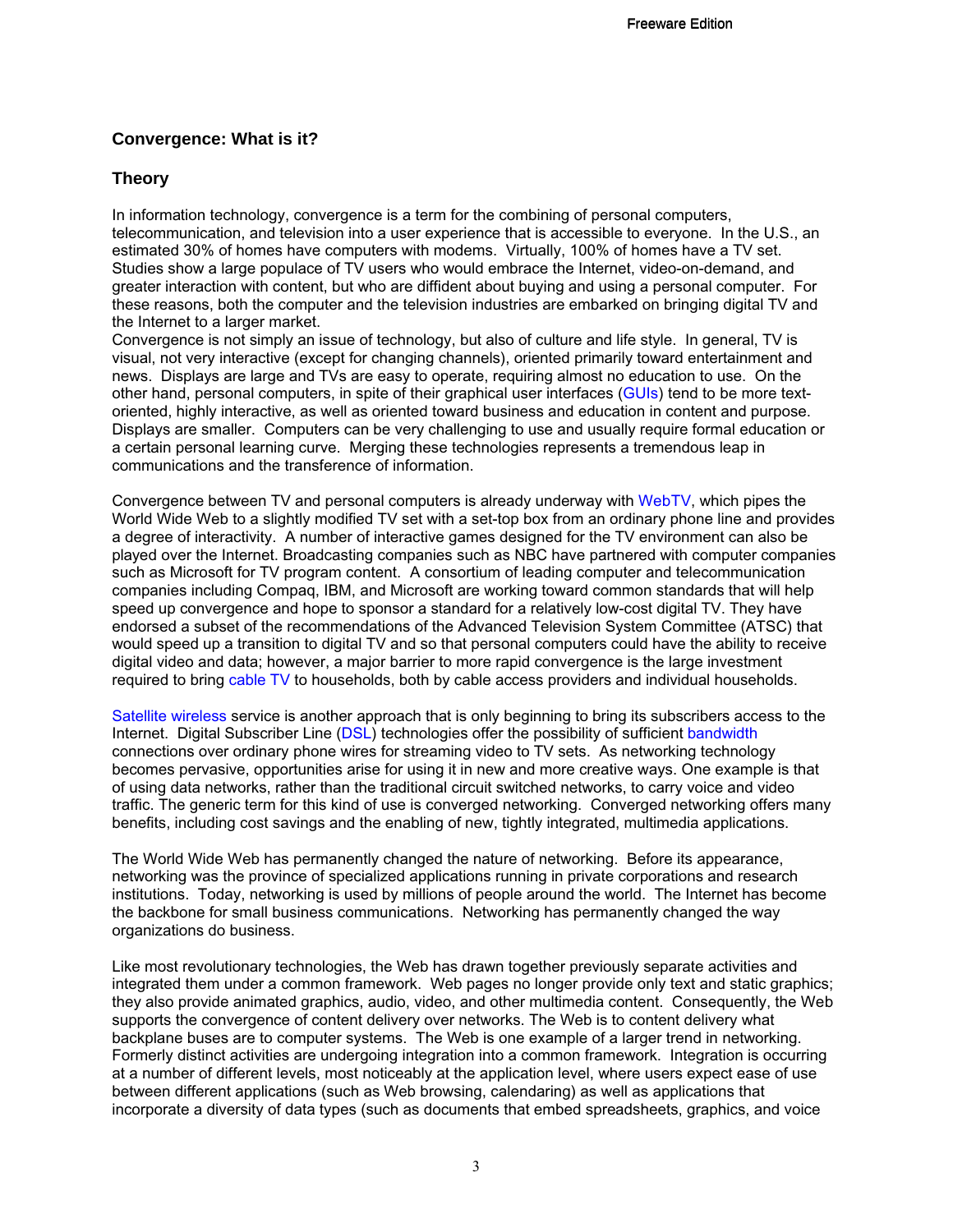## Convergence: What is it?

## Theory

In information technology, convergence is a term for the combining of personal computers, telecommunication, and television into a user experience that is accessible to everyone. In the U.S., an estimated 30% of homes have computers with modems. Virtually, 100% of homes have a TV set. Studies show a large populace of TV users who would embrace the Internet, video-on-demand, and greater interaction with content, but who are diffident about buying and using a personal computer. For these reasons, both the computer and the television industries are embarked on bringing digital TV and the Internet to a larger market.
Convergence is not simply an issue of technology, but also of culture and life style. In general, TV is visual, not very interactive (except for changing channels), oriented primarily toward entertainment and news. Displays are large and TVs are easy to operate, requiring almost no education to use. On the other hand, personal computers, in spite of their graphical user interfaces (GUIs) tend to be more text-oriented, highly interactive, as well as oriented toward business and education in content and purpose. Displays are smaller. Computers can be very challenging to use and usually require formal education or a certain personal learning curve. Merging these technologies represents a tremendous leap in communications and the transference of information.

Convergence between TV and personal computers is already underway with WebTV, which pipes the World Wide Web to a slightly modified TV set with a set-top box from an ordinary phone line and provides a degree of interactivity. A number of interactive games designed for the TV environment can also be played over the Internet. Broadcasting companies such as NBC have partnered with computer companies such as Microsoft for TV program content. A consortium of leading computer and telecommunication companies including Compaq, IBM, and Microsoft are working toward common standards that will help speed up convergence and hope to sponsor a standard for a relatively low-cost digital TV. They have endorsed a subset of the recommendations of the Advanced Television System Committee (ATSC) that would speed up a transition to digital TV and so that personal computers could have the ability to receive digital video and data; however, a major barrier to more rapid convergence is the large investment required to bring cable TV to households, both by cable access providers and individual households.

Satellite wireless service is another approach that is only beginning to bring its subscribers access to the Internet. Digital Subscriber Line (DSL) technologies offer the possibility of sufficient bandwidth connections over ordinary phone wires for streaming video to TV sets. As networking technology becomes pervasive, opportunities arise for using it in new and more creative ways. One example is that of using data networks, rather than the traditional circuit switched networks, to carry voice and video traffic. The generic term for this kind of use is converged networking. Converged networking offers many benefits, including cost savings and the enabling of new, tightly integrated, multimedia applications.

The World Wide Web has permanently changed the nature of networking. Before its appearance, networking was the province of specialized applications running in private corporations and research institutions. Today, networking is used by millions of people around the world. The Internet has become the backbone for small business communications. Networking has permanently changed the way organizations do business.

Like most revolutionary technologies, the Web has drawn together previously separate activities and integrated them under a common framework. Web pages no longer provide only text and static graphics; they also provide animated graphics, audio, video, and other multimedia content. Consequently, the Web supports the convergence of content delivery over networks. The Web is to content delivery what backplane buses are to computer systems. The Web is one example of a larger trend in networking. Formerly distinct activities are undergoing integration into a common framework. Integration is occurring at a number of different levels, most noticeably at the application level, where users expect ease of use between different applications (such as Web browsing, calendaring) as well as applications that incorporate a diversity of data types (such as documents that embed spreadsheets, graphics, and voice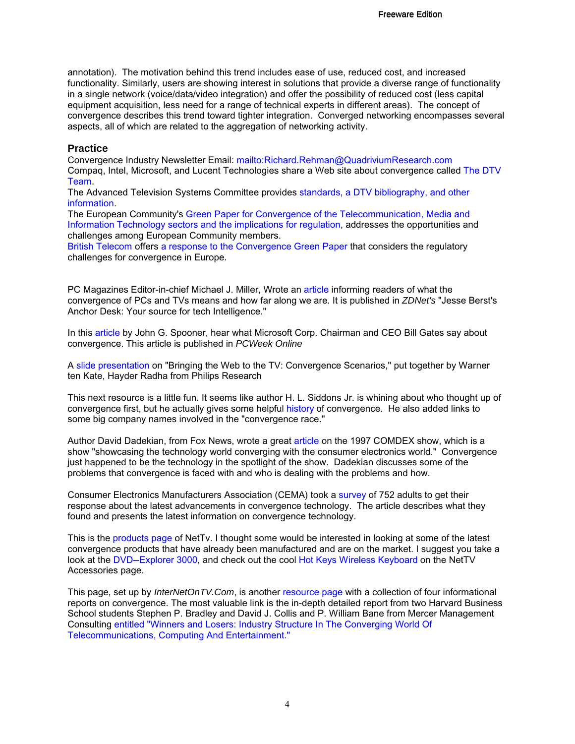annotation). The motivation behind this trend includes ease of use, reduced cost, and increased functionality. Similarly, users are showing interest in solutions that provide a diverse range of functionality in a single network (voice/data/video integration) and offer the possibility of reduced cost (less capital equipment acquisition, less need for a range of technical experts in different areas). The concept of convergence describes this trend toward tighter integration. Converged networking encompasses several aspects, all of which are related to the aggregation of networking activity.

### Practice

Convergence Industry Newsletter Email: mailto:Richard.Rehman@QuadriviumResearch.com
Compaq, Intel, Microsoft, and Lucent Technologies share a Web site about convergence called The DTV Team.
The Advanced Television Systems Committee provides standards, a DTV bibliography, and other information.
The European Community's Green Paper for Convergence of the Telecommunication, Media and Information Technology sectors and the implications for regulation, addresses the opportunities and challenges among European Community members.
British Telecom offers a response to the Convergence Green Paper that considers the regulatory challenges for convergence in Europe.

PC Magazines Editor-in-chief Michael J. Miller, Wrote an article informing readers of what the convergence of PCs and TVs means and how far along we are. It is published in *ZDNet's* "Jesse Berst's Anchor Desk: Your source for tech Intelligence."

In this article by John G. Spooner, hear what Microsoft Corp. Chairman and CEO Bill Gates say about convergence. This article is published in *PCWeek Online*

A slide presentation on "Bringing the Web to the TV: Convergence Scenarios," put together by Warner ten Kate, Hayder Radha from Philips Research

This next resource is a little fun. It seems like author H. L. Siddons Jr. is whining about who thought up of convergence first, but he actually gives some helpful history of convergence. He also added links to some big company names involved in the "convergence race."

Author David Dadekian, from Fox News, wrote a great article on the 1997 COMDEX show, which is a show "showcasing the technology world converging with the consumer electronics world." Convergence just happened to be the technology in the spotlight of the show. Dadekian discusses some of the problems that convergence is faced with and who is dealing with the problems and how.

Consumer Electronics Manufacturers Association (CEMA) took a survey of 752 adults to get their response about the latest advancements in convergence technology. The article describes what they found and presents the latest information on convergence technology.

This is the products page of NetTv. I thought some would be interested in looking at some of the latest convergence products that have already been manufactured and are on the market. I suggest you take a look at the DVD--Explorer 3000, and check out the cool Hot Keys Wireless Keyboard on the NetTV Accessories page.

This page, set up by *InterNetOnTV.Com*, is another resource page with a collection of four informational reports on convergence. The most valuable link is the in-depth detailed report from two Harvard Business School students Stephen P. Bradley and David J. Collis and P. William Bane from Mercer Management Consulting entitled "Winners and Losers: Industry Structure In The Converging World Of Telecommunications, Computing And Entertainment."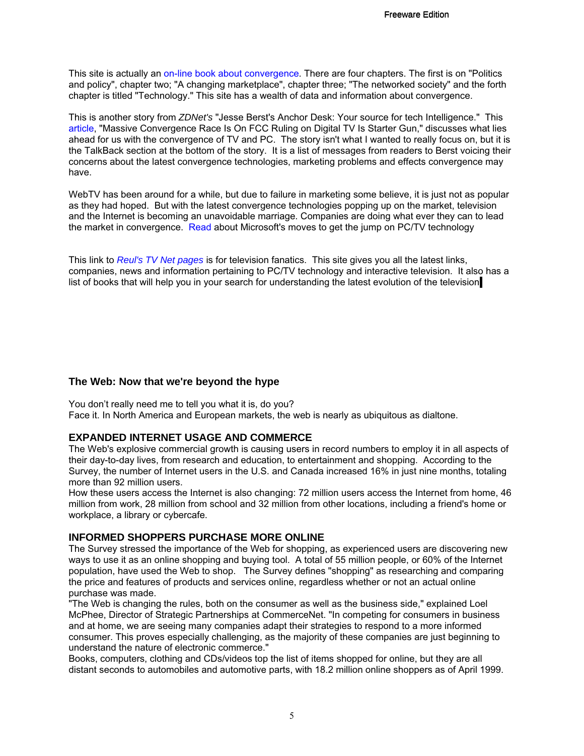This site is actually an on-line book about convergence. There are four chapters. The first is on "Politics and policy", chapter two; "A changing marketplace", chapter three; "The networked society" and the forth chapter is titled "Technology." This site has a wealth of data and information about convergence.

This is another story from *ZDNet's* "Jesse Berst's Anchor Desk: Your source for tech Intelligence." This article, "Massive Convergence Race Is On FCC Ruling on Digital TV Is Starter Gun," discusses what lies ahead for us with the convergence of TV and PC. The story isn't what I wanted to really focus on, but it is the TalkBack section at the bottom of the story. It is a list of messages from readers to Berst voicing their concerns about the latest convergence technologies, marketing problems and effects convergence may have.

WebTV has been around for a while, but due to failure in marketing some believe, it is just not as popular as they had hoped. But with the latest convergence technologies popping up on the market, television and the Internet is becoming an unavoidable marriage. Companies are doing what ever they can to lead the market in convergence. Read about Microsoft's moves to get the jump on PC/TV technology

This link to *Reul's TV Net pages* is for television fanatics. This site gives you all the latest links, companies, news and information pertaining to PC/TV technology and interactive television. It also has a list of books that will help you in your search for understanding the latest evolution of the television

### The Web: Now that we're beyond the hype

You don't really need me to tell you what it is, do you?
Face it. In North America and European markets, the web is nearly as ubiquitous as dialtone.

### EXPANDED INTERNET USAGE AND COMMERCE

The Web's explosive commercial growth is causing users in record numbers to employ it in all aspects of their day-to-day lives, from research and education, to entertainment and shopping. According to the Survey, the number of Internet users in the U.S. and Canada increased 16% in just nine months, totaling more than 92 million users.
How these users access the Internet is also changing: 72 million users access the Internet from home, 46 million from work, 28 million from school and 32 million from other locations, including a friend's home or workplace, a library or cybercafe.

### INFORMED SHOPPERS PURCHASE MORE ONLINE

The Survey stressed the importance of the Web for shopping, as experienced users are discovering new ways to use it as an online shopping and buying tool. A total of 55 million people, or 60% of the Internet population, have used the Web to shop. The Survey defines "shopping" as researching and comparing the price and features of products and services online, regardless whether or not an actual online purchase was made.
"The Web is changing the rules, both on the consumer as well as the business side," explained Loel McPhee, Director of Strategic Partnerships at CommerceNet. "In competing for consumers in business and at home, we are seeing many companies adapt their strategies to respond to a more informed consumer. This proves especially challenging, as the majority of these companies are just beginning to understand the nature of electronic commerce."
Books, computers, clothing and CDs/videos top the list of items shopped for online, but they are all distant seconds to automobiles and automotive parts, with 18.2 million online shoppers as of April 1999.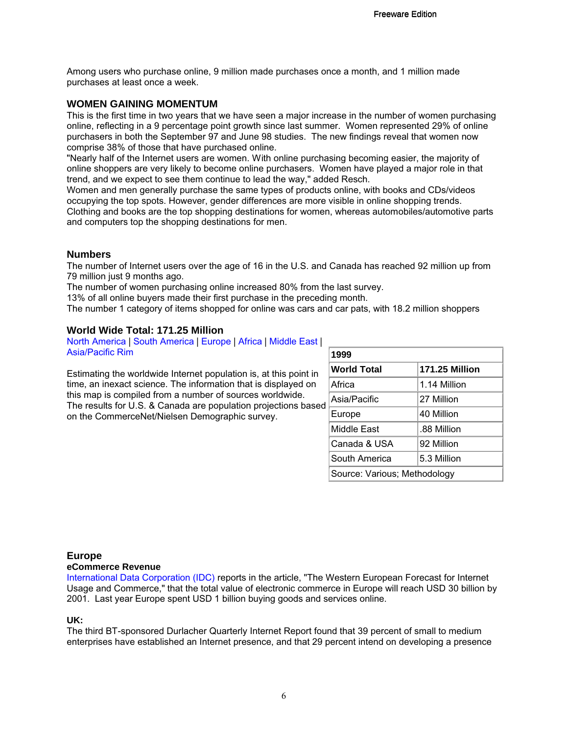Among users who purchase online, 9 million made purchases once a month, and 1 million made purchases at least once a week.

### WOMEN GAINING MOMENTUM

This is the first time in two years that we have seen a major increase in the number of women purchasing online, reflecting in a 9 percentage point growth since last summer. Women represented 29% of online purchasers in both the September 97 and June 98 studies. The new findings reveal that women now comprise 38% of those that have purchased online.

"Nearly half of the Internet users are women. With online purchasing becoming easier, the majority of online shoppers are very likely to become online purchasers. Women have played a major role in that trend, and we expect to see them continue to lead the way," added Resch.

Women and men generally purchase the same types of products online, with books and CDs/videos occupying the top spots. However, gender differences are more visible in online shopping trends. Clothing and books are the top shopping destinations for women, whereas automobiles/automotive parts and computers top the shopping destinations for men.

### Numbers

The number of Internet users over the age of 16 in the U.S. and Canada has reached 92 million up from 79 million just 9 months ago.

The number of women purchasing online increased 80% from the last survey.

13% of all online buyers made their first purchase in the preceding month.

The number 1 category of items shopped for online was cars and car pats, with 18.2 million shoppers

### World Wide Total: 171.25 Million

North America | South America | Europe | Africa | Middle East | Asia/Pacific Rim

Estimating the worldwide Internet population is, at this point in time, an inexact science. The information that is displayed on this map is compiled from a number of sources worldwide. The results for U.S. & Canada are population projections based on the CommerceNet/Nielsen Demographic survey.

| **1999** | |
|---|---|
| **World Total** | **171.25 Million** |
| Africa | 1.14 Million |
| Asia/Pacific | 27 Million |
| Europe | 40 Million |
| Middle East | .88 Million |
| Canada & USA | 92 Million |
| South America | 5.3 Million |
| Source: Various; Methodology | |

### Europe

**eCommerce Revenue**

International Data Corporation (IDC) reports in the article, "The Western European Forecast for Internet Usage and Commerce," that the total value of electronic commerce in Europe will reach USD 30 billion by 2001. Last year Europe spent USD 1 billion buying goods and services online.

**UK:**

The third BT-sponsored Durlacher Quarterly Internet Report found that 39 percent of small to medium enterprises have established an Internet presence, and that 29 percent intend on developing a presence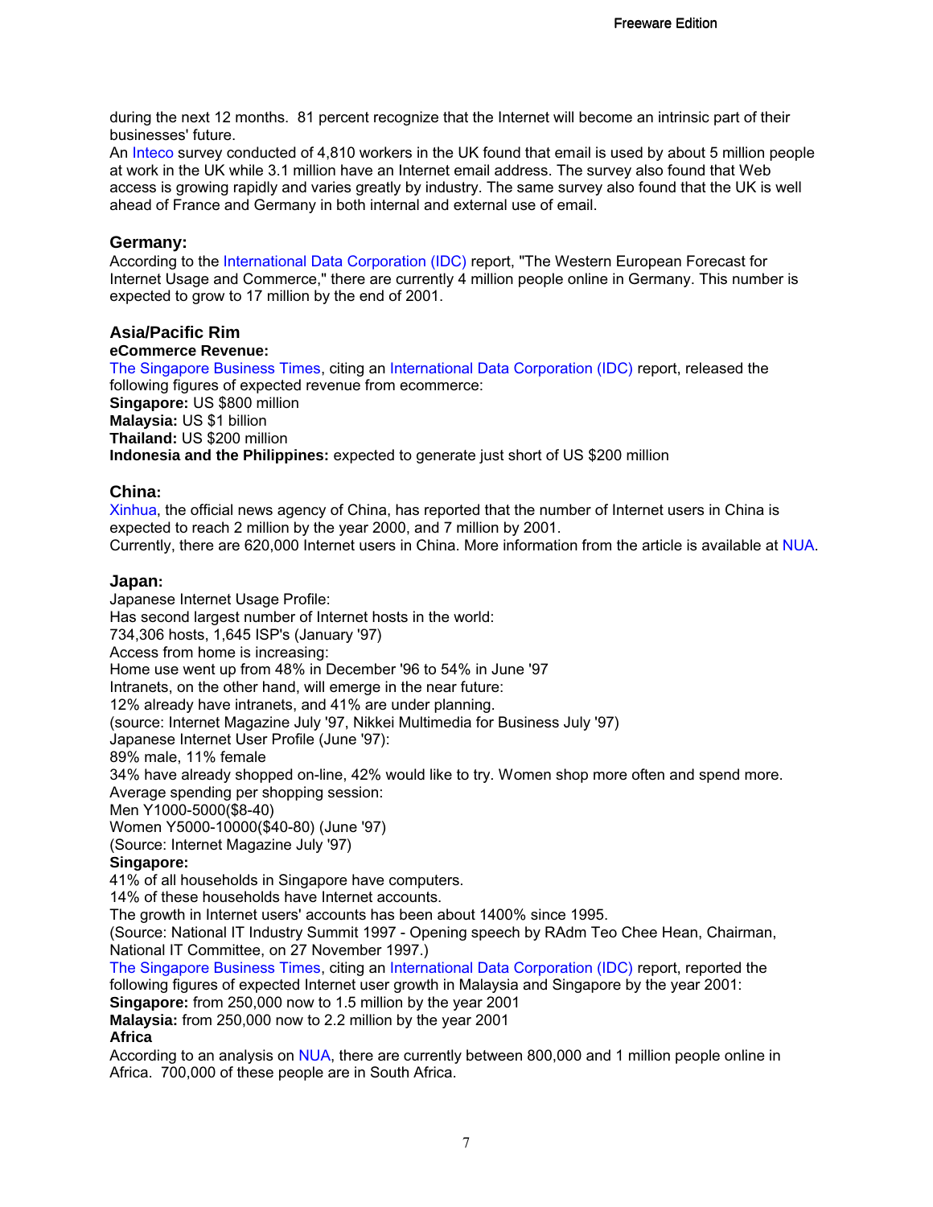during the next 12 months. 81 percent recognize that the Internet will become an intrinsic part of their businesses' future.

An Inteco survey conducted of 4,810 workers in the UK found that email is used by about 5 million people at work in the UK while 3.1 million have an Internet email address. The survey also found that Web access is growing rapidly and varies greatly by industry. The same survey also found that the UK is well ahead of France and Germany in both internal and external use of email.

### Germany:

According to the International Data Corporation (IDC) report, "The Western European Forecast for Internet Usage and Commerce," there are currently 4 million people online in Germany. This number is expected to grow to 17 million by the end of 2001.

### Asia/Pacific Rim

**eCommerce Revenue:**

The Singapore Business Times, citing an International Data Corporation (IDC) report, released the following figures of expected revenue from ecommerce:

**Singapore:** US $800 million
**Malaysia:** US $1 billion
**Thailand:** US $200 million
**Indonesia and the Philippines:** expected to generate just short of US $200 million

### China:

Xinhua, the official news agency of China, has reported that the number of Internet users in China is expected to reach 2 million by the year 2000, and 7 million by 2001.
Currently, there are 620,000 Internet users in China. More information from the article is available at NUA.

### Japan:

Japanese Internet Usage Profile:
Has second largest number of Internet hosts in the world:
734,306 hosts, 1,645 ISP's (January '97)
Access from home is increasing:
Home use went up from 48% in December '96 to 54% in June '97
Intranets, on the other hand, will emerge in the near future:
12% already have intranets, and 41% are under planning.
(source: Internet Magazine July '97, Nikkei Multimedia for Business July '97)
Japanese Internet User Profile (June '97):
89% male, 11% female
34% have already shopped on-line, 42% would like to try. Women shop more often and spend more.
Average spending per shopping session:
Men Y1000-5000($8-40)
Women Y5000-10000($40-80) (June '97)
(Source: Internet Magazine July '97)

**Singapore:**

41% of all households in Singapore have computers.
14% of these households have Internet accounts.
The growth in Internet users' accounts has been about 1400% since 1995.
(Source: National IT Industry Summit 1997 - Opening speech by RAdm Teo Chee Hean, Chairman, National IT Committee, on 27 November 1997.)
The Singapore Business Times, citing an International Data Corporation (IDC) report, reported the following figures of expected Internet user growth in Malaysia and Singapore by the year 2001:
**Singapore:** from 250,000 now to 1.5 million by the year 2001
**Malaysia:** from 250,000 now to 2.2 million by the year 2001

**Africa**

According to an analysis on NUA, there are currently between 800,000 and 1 million people online in Africa. 700,000 of these people are in South Africa.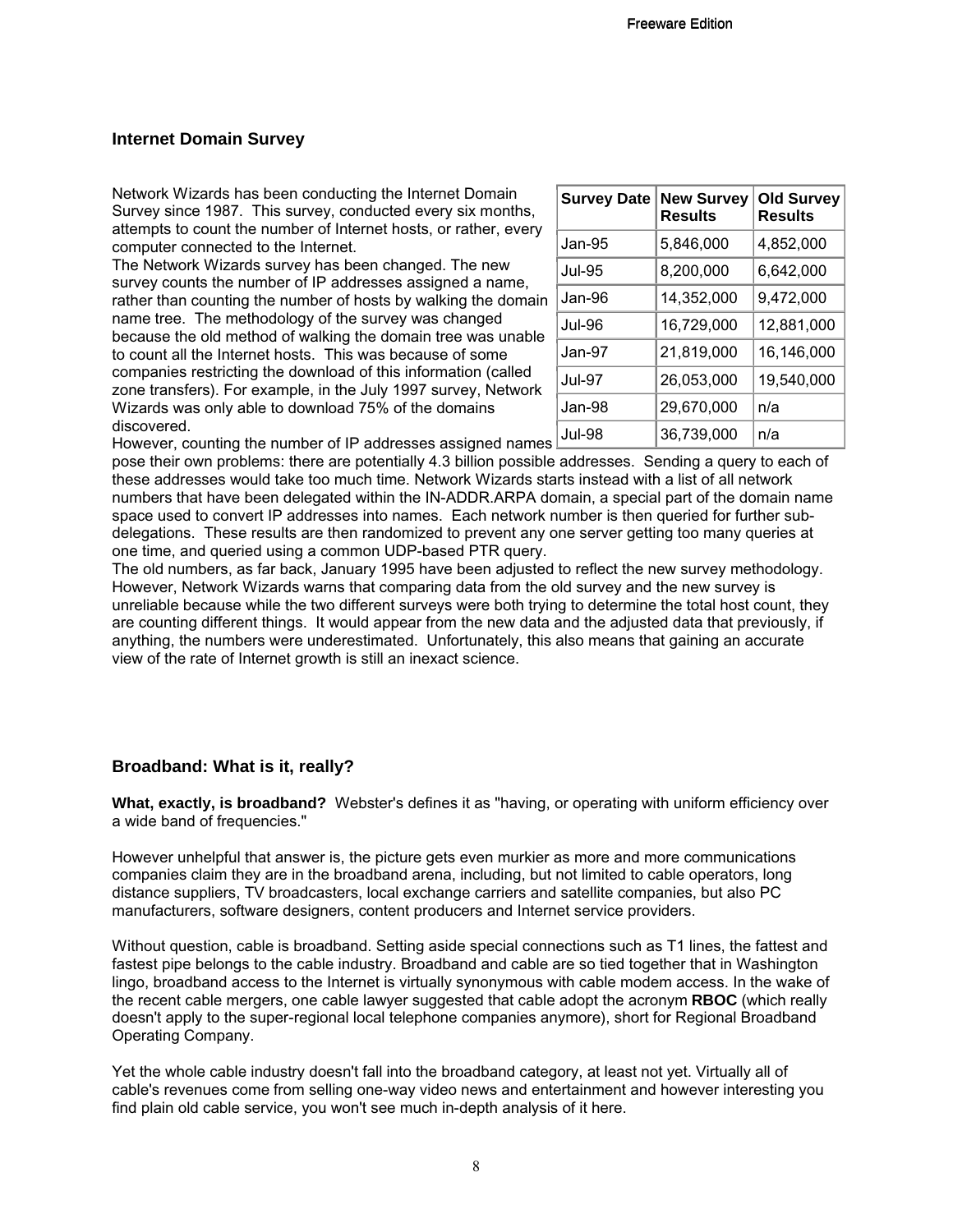## Internet Domain Survey

Network Wizards has been conducting the Internet Domain Survey since 1987. This survey, conducted every six months, attempts to count the number of Internet hosts, or rather, every computer connected to the Internet.

The Network Wizards survey has been changed. The new survey counts the number of IP addresses assigned a name, rather than counting the number of hosts by walking the domain name tree. The methodology of the survey was changed because the old method of walking the domain tree was unable to count all the Internet hosts. This was because of some companies restricting the download of this information (called zone transfers). For example, in the July 1997 survey, Network Wizards was only able to download 75% of the domains discovered.

| Survey Date | New Survey Results | Old Survey Results |
|---|---|---|
| Jan-95 | 5,846,000 | 4,852,000 |
| Jul-95 | 8,200,000 | 6,642,000 |
| Jan-96 | 14,352,000 | 9,472,000 |
| Jul-96 | 16,729,000 | 12,881,000 |
| Jan-97 | 21,819,000 | 16,146,000 |
| Jul-97 | 26,053,000 | 19,540,000 |
| Jan-98 | 29,670,000 | n/a |
| Jul-98 | 36,739,000 | n/a |

However, counting the number of IP addresses assigned names pose their own problems: there are potentially 4.3 billion possible addresses. Sending a query to each of these addresses would take too much time. Network Wizards starts instead with a list of all network numbers that have been delegated within the IN-ADDR.ARPA domain, a special part of the domain name space used to convert IP addresses into names. Each network number is then queried for further sub-delegations. These results are then randomized to prevent any one server getting too many queries at one time, and queried using a common UDP-based PTR query.

The old numbers, as far back, January 1995 have been adjusted to reflect the new survey methodology. However, Network Wizards warns that comparing data from the old survey and the new survey is unreliable because while the two different surveys were both trying to determine the total host count, they are counting different things. It would appear from the new data and the adjusted data that previously, if anything, the numbers were underestimated. Unfortunately, this also means that gaining an accurate view of the rate of Internet growth is still an inexact science.

## Broadband: What is it, really?

**What, exactly, is broadband?** Webster's defines it as "having, or operating with uniform efficiency over a wide band of frequencies."

However unhelpful that answer is, the picture gets even murkier as more and more communications companies claim they are in the broadband arena, including, but not limited to cable operators, long distance suppliers, TV broadcasters, local exchange carriers and satellite companies, but also PC manufacturers, software designers, content producers and Internet service providers.

Without question, cable is broadband. Setting aside special connections such as T1 lines, the fattest and fastest pipe belongs to the cable industry. Broadband and cable are so tied together that in Washington lingo, broadband access to the Internet is virtually synonymous with cable modem access. In the wake of the recent cable mergers, one cable lawyer suggested that cable adopt the acronym **RBOC** (which really doesn't apply to the super-regional local telephone companies anymore), short for Regional Broadband Operating Company.

Yet the whole cable industry doesn't fall into the broadband category, at least not yet. Virtually all of cable's revenues come from selling one-way video news and entertainment and however interesting you find plain old cable service, you won't see much in-depth analysis of it here.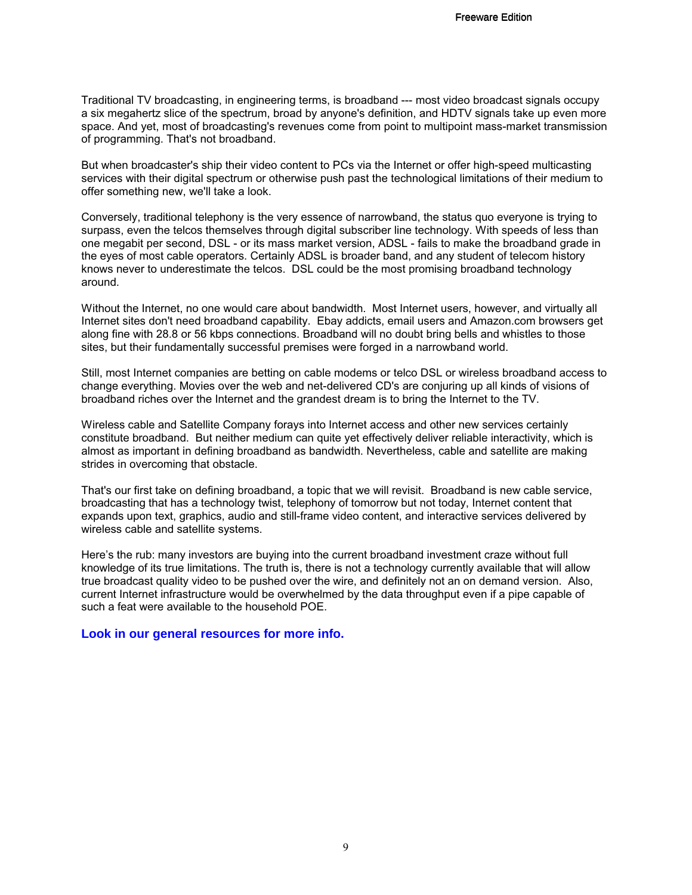Traditional TV broadcasting, in engineering terms, is broadband --- most video broadcast signals occupy a six megahertz slice of the spectrum, broad by anyone's definition, and HDTV signals take up even more space. And yet, most of broadcasting's revenues come from point to multipoint mass-market transmission of programming. That's not broadband.

But when broadcaster's ship their video content to PCs via the Internet or offer high-speed multicasting services with their digital spectrum or otherwise push past the technological limitations of their medium to offer something new, we'll take a look.

Conversely, traditional telephony is the very essence of narrowband, the status quo everyone is trying to surpass, even the telcos themselves through digital subscriber line technology. With speeds of less than one megabit per second, DSL - or its mass market version, ADSL - fails to make the broadband grade in the eyes of most cable operators. Certainly ADSL is broader band, and any student of telecom history knows never to underestimate the telcos. DSL could be the most promising broadband technology around.

Without the Internet, no one would care about bandwidth. Most Internet users, however, and virtually all Internet sites don't need broadband capability. Ebay addicts, email users and Amazon.com browsers get along fine with 28.8 or 56 kbps connections. Broadband will no doubt bring bells and whistles to those sites, but their fundamentally successful premises were forged in a narrowband world.

Still, most Internet companies are betting on cable modems or telco DSL or wireless broadband access to change everything. Movies over the web and net-delivered CD's are conjuring up all kinds of visions of broadband riches over the Internet and the grandest dream is to bring the Internet to the TV.

Wireless cable and Satellite Company forays into Internet access and other new services certainly constitute broadband. But neither medium can quite yet effectively deliver reliable interactivity, which is almost as important in defining broadband as bandwidth. Nevertheless, cable and satellite are making strides in overcoming that obstacle.

That's our first take on defining broadband, a topic that we will revisit. Broadband is new cable service, broadcasting that has a technology twist, telephony of tomorrow but not today, Internet content that expands upon text, graphics, audio and still-frame video content, and interactive services delivered by wireless cable and satellite systems.

Here's the rub: many investors are buying into the current broadband investment craze without full knowledge of its true limitations. The truth is, there is not a technology currently available that will allow true broadcast quality video to be pushed over the wire, and definitely not an on demand version. Also, current Internet infrastructure would be overwhelmed by the data throughput even if a pipe capable of such a feat were available to the household POE.

**Look in our general resources for more info.**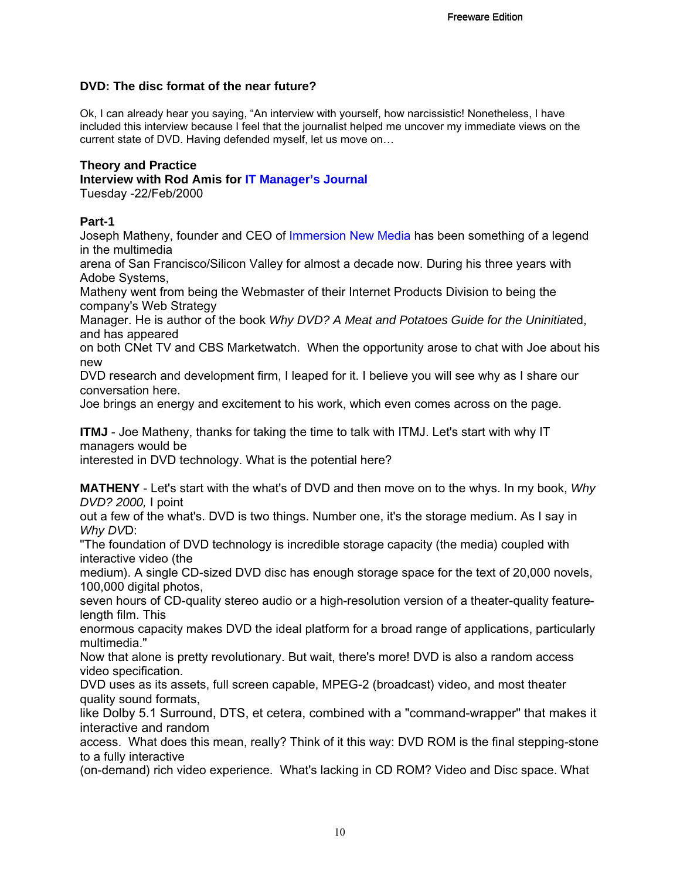## DVD: The disc format of the near future?

Ok, I can already hear you saying, "An interview with yourself, how narcissistic! Nonetheless, I have included this interview because I feel that the journalist helped me uncover my immediate views on the current state of DVD. Having defended myself, let us move on…

**Theory and Practice**
**Interview with Rod Amis for IT Manager's Journal**
Tuesday -22/Feb/2000

**Part-1**

Joseph Matheny, founder and CEO of Immersion New Media has been something of a legend in the multimedia arena of San Francisco/Silicon Valley for almost a decade now. During his three years with Adobe Systems, Matheny went from being the Webmaster of their Internet Products Division to being the company's Web Strategy Manager. He is author of the book *Why DVD? A Meat and Potatoes Guide for the Uninitiate*d, and has appeared on both CNet TV and CBS Marketwatch. When the opportunity arose to chat with Joe about his new DVD research and development firm, I leaped for it. I believe you will see why as I share our conversation here.

Joe brings an energy and excitement to his work, which even comes across on the page.

**ITMJ** - Joe Matheny, thanks for taking the time to talk with ITMJ. Let's start with why IT managers would be interested in DVD technology. What is the potential here?

**MATHENY** - Let's start with the what's of DVD and then move on to the whys. In my book, *Why DVD? 2000,* I point out a few of the what's. DVD is two things. Number one, it's the storage medium. As I say in *Why DV*D:

"The foundation of DVD technology is incredible storage capacity (the media) coupled with interactive video (the medium). A single CD-sized DVD disc has enough storage space for the text of 20,000 novels, 100,000 digital photos, seven hours of CD-quality stereo audio or a high-resolution version of a theater-quality feature-length film. This enormous capacity makes DVD the ideal platform for a broad range of applications, particularly multimedia."

Now that alone is pretty revolutionary. But wait, there's more! DVD is also a random access video specification.

DVD uses as its assets, full screen capable, MPEG-2 (broadcast) video, and most theater quality sound formats, like Dolby 5.1 Surround, DTS, et cetera, combined with a "command-wrapper" that makes it interactive and random access. What does this mean, really? Think of it this way: DVD ROM is the final stepping-stone to a fully interactive (on-demand) rich video experience. What's lacking in CD ROM? Video and Disc space. What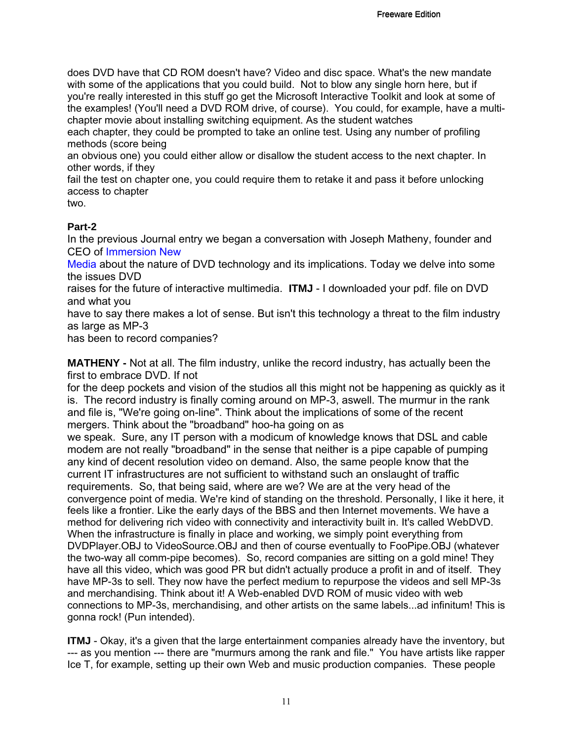does DVD have that CD ROM doesn't have? Video and disc space. What's the new mandate with some of the applications that you could build. Not to blow any single horn here, but if you're really interested in this stuff go get the Microsoft Interactive Toolkit and look at some of the examples! (You'll need a DVD ROM drive, of course). You could, for example, have a multi-chapter movie about installing switching equipment. As the student watches each chapter, they could be prompted to take an online test. Using any number of profiling methods (score being an obvious one) you could either allow or disallow the student access to the next chapter. In other words, if they fail the test on chapter one, you could require them to retake it and pass it before unlocking access to chapter two.

**Part-2**

In the previous Journal entry we began a conversation with Joseph Matheny, founder and CEO of Immersion New Media about the nature of DVD technology and its implications. Today we delve into some the issues DVD raises for the future of interactive multimedia. **ITMJ** - I downloaded your pdf. file on DVD and what you have to say there makes a lot of sense. But isn't this technology a threat to the film industry as large as MP-3 has been to record companies?

**MATHENY -** Not at all. The film industry, unlike the record industry, has actually been the first to embrace DVD. If not for the deep pockets and vision of the studios all this might not be happening as quickly as it is. The record industry is finally coming around on MP-3, aswell. The murmur in the rank and file is, "We're going on-line". Think about the implications of some of the recent mergers. Think about the "broadband" hoo-ha going on as we speak. Sure, any IT person with a modicum of knowledge knows that DSL and cable modem are not really "broadband" in the sense that neither is a pipe capable of pumping any kind of decent resolution video on demand. Also, the same people know that the current IT infrastructures are not sufficient to withstand such an onslaught of traffic requirements. So, that being said, where are we? We are at the very head of the convergence point of media. We're kind of standing on the threshold. Personally, I like it here, it feels like a frontier. Like the early days of the BBS and then Internet movements. We have a method for delivering rich video with connectivity and interactivity built in. It's called WebDVD. When the infrastructure is finally in place and working, we simply point everything from DVDPlayer.OBJ to VideoSource.OBJ and then of course eventually to FooPipe.OBJ (whatever the two-way all comm-pipe becomes). So, record companies are sitting on a gold mine! They have all this video, which was good PR but didn't actually produce a profit in and of itself. They have MP-3s to sell. They now have the perfect medium to repurpose the videos and sell MP-3s and merchandising. Think about it! A Web-enabled DVD ROM of music video with web connections to MP-3s, merchandising, and other artists on the same labels...ad infinitum! This is gonna rock! (Pun intended).

**ITMJ** - Okay, it's a given that the large entertainment companies already have the inventory, but --- as you mention --- there are "murmurs among the rank and file." You have artists like rapper Ice T, for example, setting up their own Web and music production companies. These people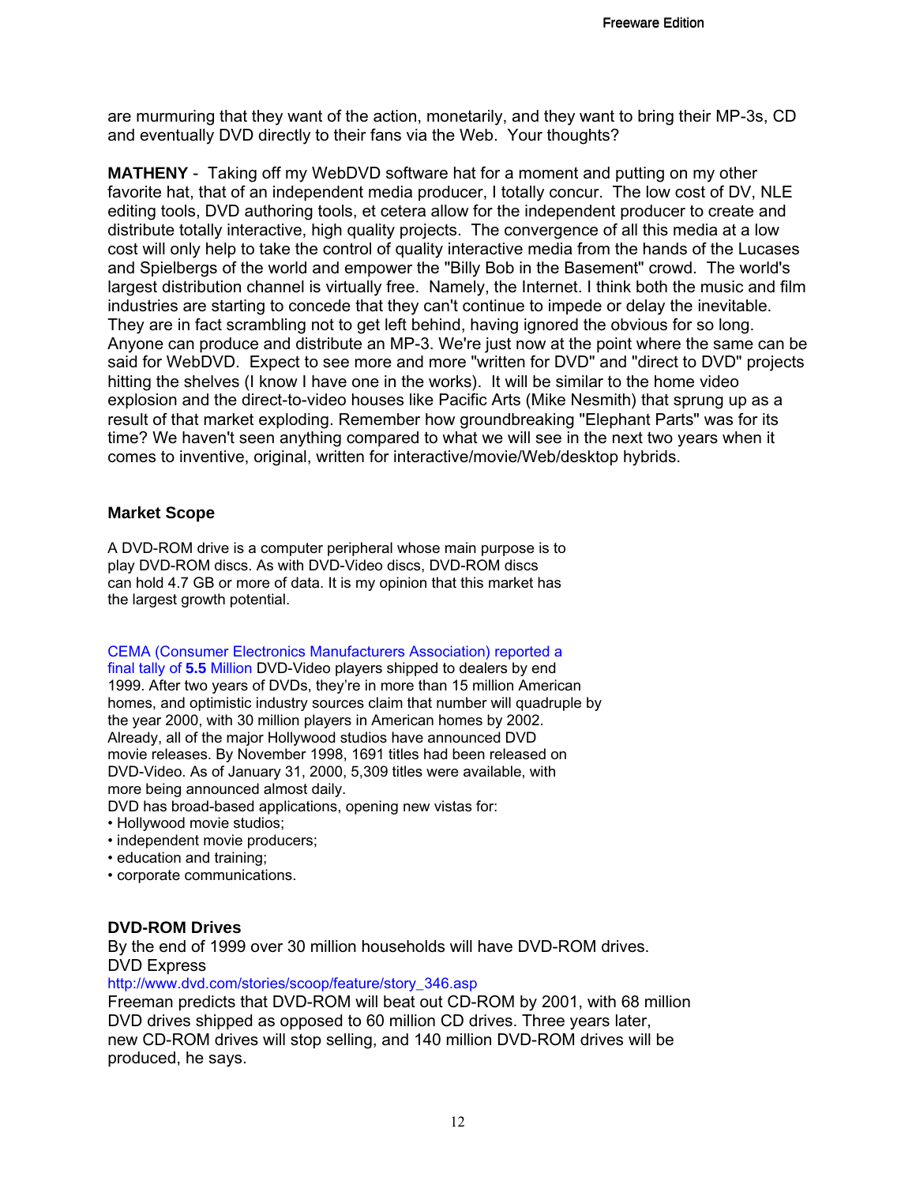are murmuring that they want of the action, monetarily, and they want to bring their MP-3s, CD and eventually DVD directly to their fans via the Web. Your thoughts?

**MATHENY** - Taking off my WebDVD software hat for a moment and putting on my other favorite hat, that of an independent media producer, I totally concur. The low cost of DV, NLE editing tools, DVD authoring tools, et cetera allow for the independent producer to create and distribute totally interactive, high quality projects. The convergence of all this media at a low cost will only help to take the control of quality interactive media from the hands of the Lucases and Spielbergs of the world and empower the "Billy Bob in the Basement" crowd. The world's largest distribution channel is virtually free. Namely, the Internet. I think both the music and film industries are starting to concede that they can't continue to impede or delay the inevitable. They are in fact scrambling not to get left behind, having ignored the obvious for so long. Anyone can produce and distribute an MP-3. We're just now at the point where the same can be said for WebDVD. Expect to see more and more "written for DVD" and "direct to DVD" projects hitting the shelves (I know I have one in the works). It will be similar to the home video explosion and the direct-to-video houses like Pacific Arts (Mike Nesmith) that sprung up as a result of that market exploding. Remember how groundbreaking "Elephant Parts" was for its time? We haven't seen anything compared to what we will see in the next two years when it comes to inventive, original, written for interactive/movie/Web/desktop hybrids.

### Market Scope

A DVD-ROM drive is a computer peripheral whose main purpose is to play DVD-ROM discs. As with DVD-Video discs, DVD-ROM discs can hold 4.7 GB or more of data. It is my opinion that this market has the largest growth potential.

CEMA (Consumer Electronics Manufacturers Association) reported a final tally of **5.5** Million DVD-Video players shipped to dealers by end 1999. After two years of DVDs, they're in more than 15 million American homes, and optimistic industry sources claim that number will quadruple by the year 2000, with 30 million players in American homes by 2002. Already, all of the major Hollywood studios have announced DVD movie releases. By November 1998, 1691 titles had been released on DVD-Video. As of January 31, 2000, 5,309 titles were available, with more being announced almost daily.
DVD has broad-based applications, opening new vistas for:

- Hollywood movie studios;
- independent movie producers;
- education and training;
- corporate communications.

### DVD-ROM Drives

By the end of 1999 over 30 million households will have DVD-ROM drives.
DVD Express
http://www.dvd.com/stories/scoop/feature/story_346.asp
Freeman predicts that DVD-ROM will beat out CD-ROM by 2001, with 68 million DVD drives shipped as opposed to 60 million CD drives. Three years later, new CD-ROM drives will stop selling, and 140 million DVD-ROM drives will be produced, he says.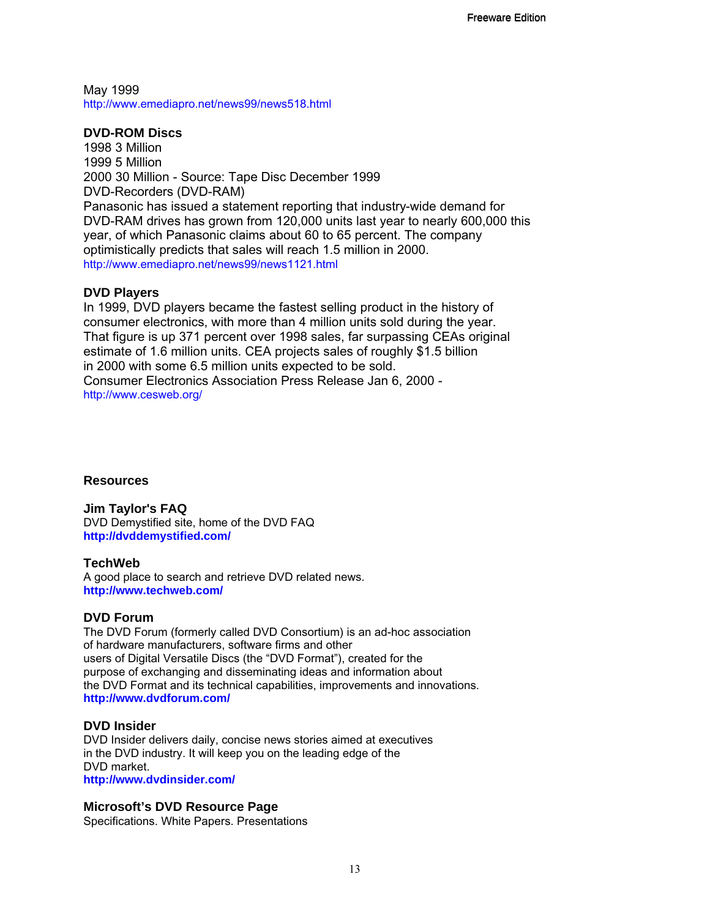May 1999
http://www.emediapro.net/news99/news518.html

**DVD-ROM Discs**
1998 3 Million
1999 5 Million
2000 30 Million - Source: Tape Disc December 1999
DVD-Recorders (DVD-RAM)
Panasonic has issued a statement reporting that industry-wide demand for DVD-RAM drives has grown from 120,000 units last year to nearly 600,000 this year, of which Panasonic claims about 60 to 65 percent. The company optimistically predicts that sales will reach 1.5 million in 2000.
http://www.emediapro.net/news99/news1121.html

**DVD Players**
In 1999, DVD players became the fastest selling product in the history of consumer electronics, with more than 4 million units sold during the year. That figure is up 371 percent over 1998 sales, far surpassing CEAs original estimate of 1.6 million units. CEA projects sales of roughly $1.5 billion in 2000 with some 6.5 million units expected to be sold.
Consumer Electronics Association Press Release Jan 6, 2000 -
http://www.cesweb.org/

## Resources

**Jim Taylor's FAQ**
DVD Demystified site, home of the DVD FAQ
**http://dvddemystified.com/**

**TechWeb**
A good place to search and retrieve DVD related news.
**http://www.techweb.com/**

**DVD Forum**
The DVD Forum (formerly called DVD Consortium) is an ad-hoc association of hardware manufacturers, software firms and other users of Digital Versatile Discs (the “DVD Format”), created for the purpose of exchanging and disseminating ideas and information about the DVD Format and its technical capabilities, improvements and innovations.
**http://www.dvdforum.com/**

**DVD Insider**
DVD Insider delivers daily, concise news stories aimed at executives in the DVD industry. It will keep you on the leading edge of the DVD market.
**http://www.dvdinsider.com/**

**Microsoft’s DVD Resource Page**
Specifications. White Papers. Presentations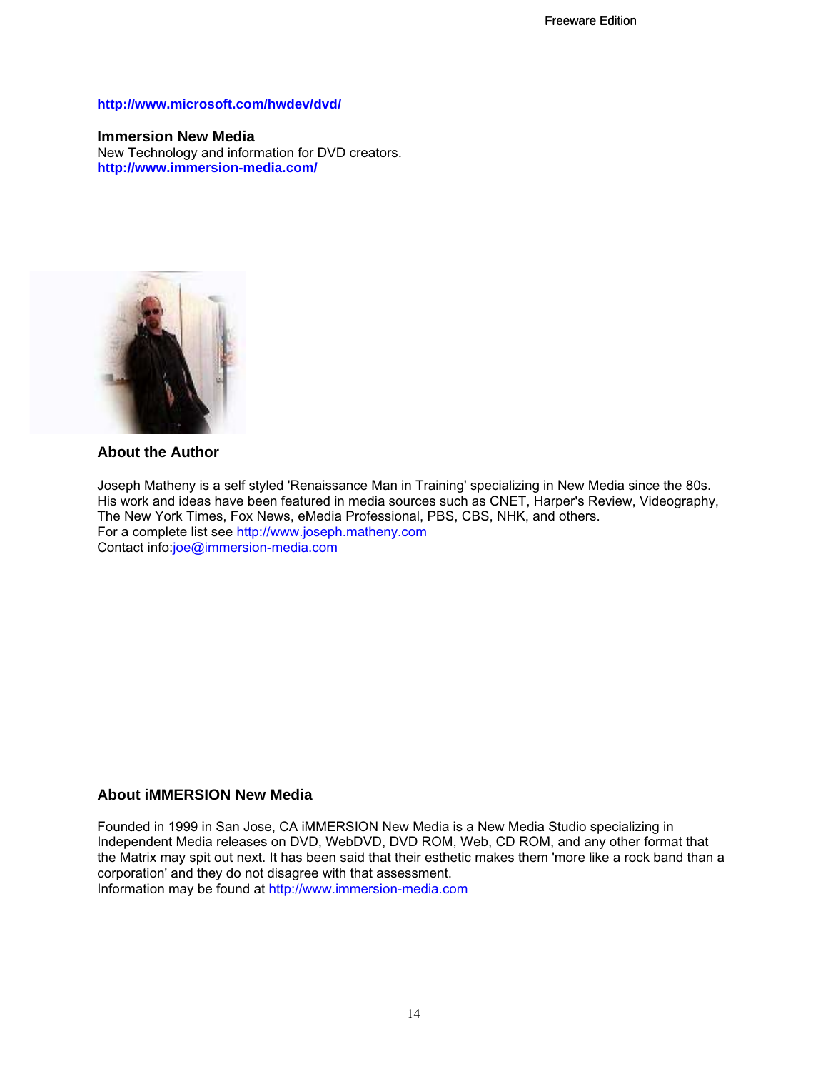**http://www.microsoft.com/hwdev/dvd/**

**Immersion New Media**
New Technology and information for DVD creators.
**http://www.immersion-media.com/**

### About the Author

Joseph Matheny is a self styled 'Renaissance Man in Training' specializing in New Media since the 80s. His work and ideas have been featured in media sources such as CNET, Harper's Review, Videography, The New York Times, Fox News, eMedia Professional, PBS, CBS, NHK, and others.
For a complete list see http://www.joseph.matheny.com
Contact info:joe@immersion-media.com

### About iMMERSION New Media

Founded in 1999 in San Jose, CA iMMERSION New Media is a New Media Studio specializing in Independent Media releases on DVD, WebDVD, DVD ROM, Web, CD ROM, and any other format that the Matrix may spit out next. It has been said that their esthetic makes them 'more like a rock band than a corporation' and they do not disagree with that assessment.
Information may be found at http://www.immersion-media.com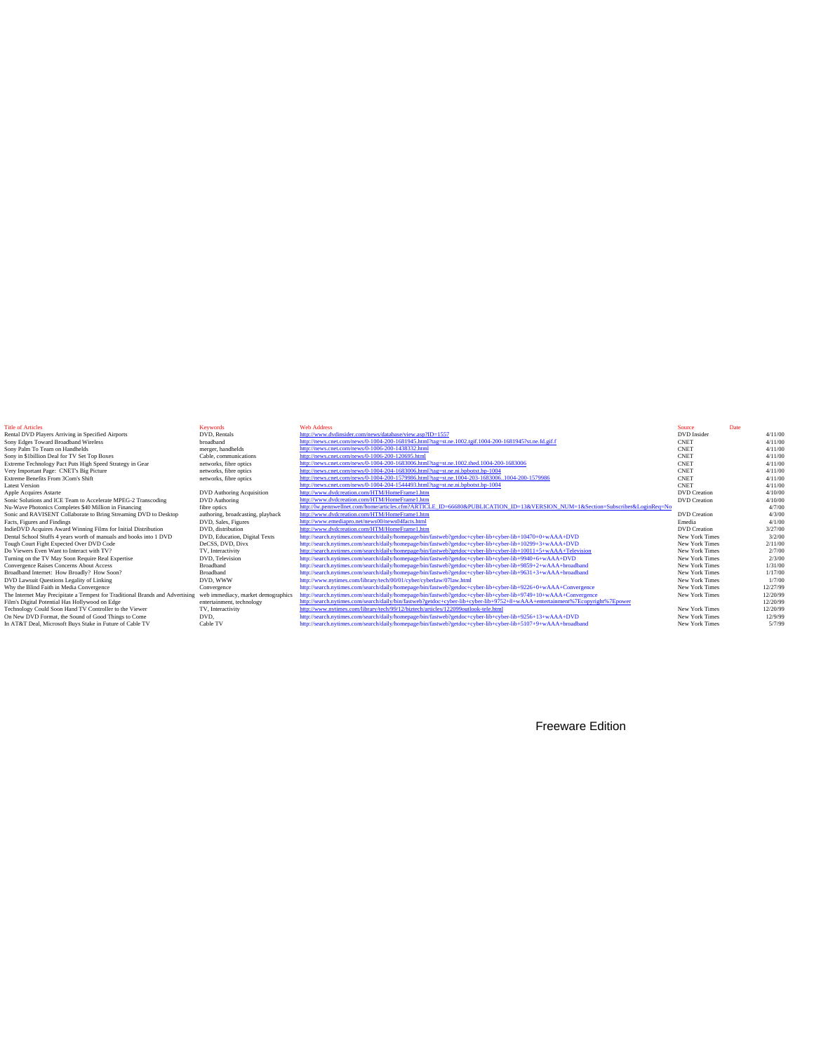| Title of Articles | Keywords | Web Address | Source | Date |
| --- | --- | --- | --- | --- |
| Rental DVD Players Arriving in Specified Airports | DVD, Rentals | http://www.dvdinsider.com/news/database/view.asp?ID=1557 | DVD Insider | 4/11/00 |
| Sony Edges Toward Broadband Wireless | broadband | http://news.cnet.com/news/0-1004-200-1681945.html?tag=st.ne.1002.tgif.1004-200-1681945?st.ne.fd.gif.f | CNET | 4/11/00 |
| Sony Palm To Team on Handhelds | merger, handhelds | http://news.cnet.com/news/0-1006-200-1438332.html | CNET | 4/11/00 |
| Sony in $1billion Deal for TV Set Top Boxes | Cable, communications | http://news.cnet.com/news/0-1006-200-120695.html | CNET | 4/11/00 |
| Extreme Technology Pact Puts High Speed Strategy in Gear | networks, fibre optics | http://news.cnet.com/news/0-1004-200-1683006.html?tag=st.ne.1002.thed.1004-200-1683006 | CNET | 4/11/00 |
| Very Important Page: CNET's Big Picture | networks, fibre optics | http://news.cnet.com/news/0-1004-204-1683006.html?tag=st.ne.ni.bpbotxt.bp-1004 | CNET | 4/11/00 |
| Extreme Benefits From 3Com's Shift | networks, fibre optics | http://news.cnet.com/news/0-1004-200-1579986.html?tag=st.ne.1004-203-1683006..1004-200-1579986 | CNET | 4/11/00 |
| Latest Version | | http://news.cnet.com/news/0-1004-204-1544493.html?tag=st.ne.ni.bpbotxt.bp-1004 | CNET | 4/11/00 |
| Apple Acquires Astarte | DVD Authoring Acquisition | http://www.dvdcreation.com/HTM/HomeFrame1.htm | DVD Creation | 4/10/00 |
| Sonic Solutions and ICE Team to Accelerate MPEG-2 Transcoding | DVD Authoring | http://www.dvdcreation.com/HTM/HomeFrame1.htm | DVD Creation | 4/10/00 |
| Nu-Wave Photonics Completes $40 Million in Financing | fibre optics | http://lw.pennwellnet.com/home/articles.cfm?ARTICLE_ID=66680&PUBLICATION_ID=13&VERSION_NUM=1&Section=Subscriber&LoginReq=No | | 4/7/00 |
| Sonic and RAVISENT Collaborate to Bring Streaming DVD to Desktop | authoring, broadcasting, playback | http://www.dvdcreation.com/HTM/HomeFrame1.htm | DVD Creation | 4/3/00 |
| Facts, Figures and Findings | DVD, Sales, Figures | http://www.emediapro.net/news00/news04facts.html | Emedia | 4/1/00 |
| IndieDVD Acquires Award Winning Films for Initial Distribution | DVD, distribution | http://www.dvdcreation.com/HTM/HomeFrame1.htm | DVD Creation | 3/27/00 |
| Dental School Stuffs 4 years worth of manuals and books into 1 DVD | DVD, Education, Digital Texts | http://search.nytimes.com/search/daily/homepage/bin/fastweb?getdoc+cyber-lib+cyber-lib+10470+0+wAAA+DVD | New York Times | 3/2/00 |
| Tough Court Fight Expected Over DVD Code | DeCSS, DVD, Divx | http://search.nytimes.com/search/daily/homepage/bin/fastweb?getdoc+cyber-lib+cyber-lib+10299+3+wAAA+DVD | New York Times | 2/11/00 |
| Do Viewers Even Want to Interact with TV? | TV, Interactivity | http://search.nytimes.com/search/daily/homepage/bin/fastweb?getdoc+cyber-lib+cyber-lib+10011+5+wAAA+Television | New York Times | 2/7/00 |
| Turning on the TV May Soon Require Real Expertise | DVD, Television | http://search.nytimes.com/search/daily/homepage/bin/fastweb?getdoc+cyber-lib+cyber-lib+9940+6+wAAA+DVD | New York Times | 2/3/00 |
| Convergence Raises Concerns About Access | Broadband | http://search.nytimes.com/search/daily/homepage/bin/fastweb?getdoc+cyber-lib+cyber-lib+9859+2+wAAA+broadband | New York Times | 1/31/00 |
| Broadband Internet: How Broadly? How Soon? | Broadband | http://search.nytimes.com/search/daily/homepage/bin/fastweb?getdoc+cyber-lib+cyber-lib+9631+3+wAAA+broadband | New York Times | 1/17/00 |
| DVD Lawsuit Questions Legality of Linking | DVD, WWW | http://www.nytimes.com/library/tech/00/01/cyber/cyberlaw/07law.html | New York Times | 1/7/00 |
| Why the Blind Faith in Media Convergence | Convergence | http://search.nytimes.com/search/daily/homepage/bin/fastweb?getdoc+cyber-lib+cyber-lib+9226+0+wAAA+Convergence | New York Times | 12/27/99 |
| The Internet May Precipitate a Tempest for Traditional Brands and Advertising | web immediacy, market demographics | http://search.nytimes.com/search/daily/homepage/bin/fastweb?getdoc+cyber-lib+cyber-lib+9749+10+wAAA+Convergence | New York Times | 12/20/99 |
| Film's Digital Potential Has Hollywood on Edge | entertainment, technology | http://search.nytimes.com/search/daily/bin/fastweb?getdoc+cyber-lib+cyber-lib+9752+8+wAAA+entertainment%7Ecopyright%7Epower | | 12/20/99 |
| Technology Could Soon Hand TV Controller to the Viewer | TV, Interactivity | http://www.nytimes.com/library/tech/99/12/biztech/articles/122099outlook-tele.html | New York Times | 12/20/99 |
| On New DVD Format, the Sound of Good Things to Come | DVD, | http://search.nytimes.com/search/daily/homepage/bin/fastweb?getdoc+cyber-lib+cyber-lib+9256+13+wAAA+DVD | New York Times | 12/9/99 |
| In AT&T Deal, Microsoft Buys Stake in Future of Cable TV | Cable TV | http://search.nytimes.com/search/daily/homepage/bin/fastweb?getdoc+cyber-lib+cyber-lib+5107+9+wAAA+broadband | New York Times | 5/7/99 |

Freeware Edition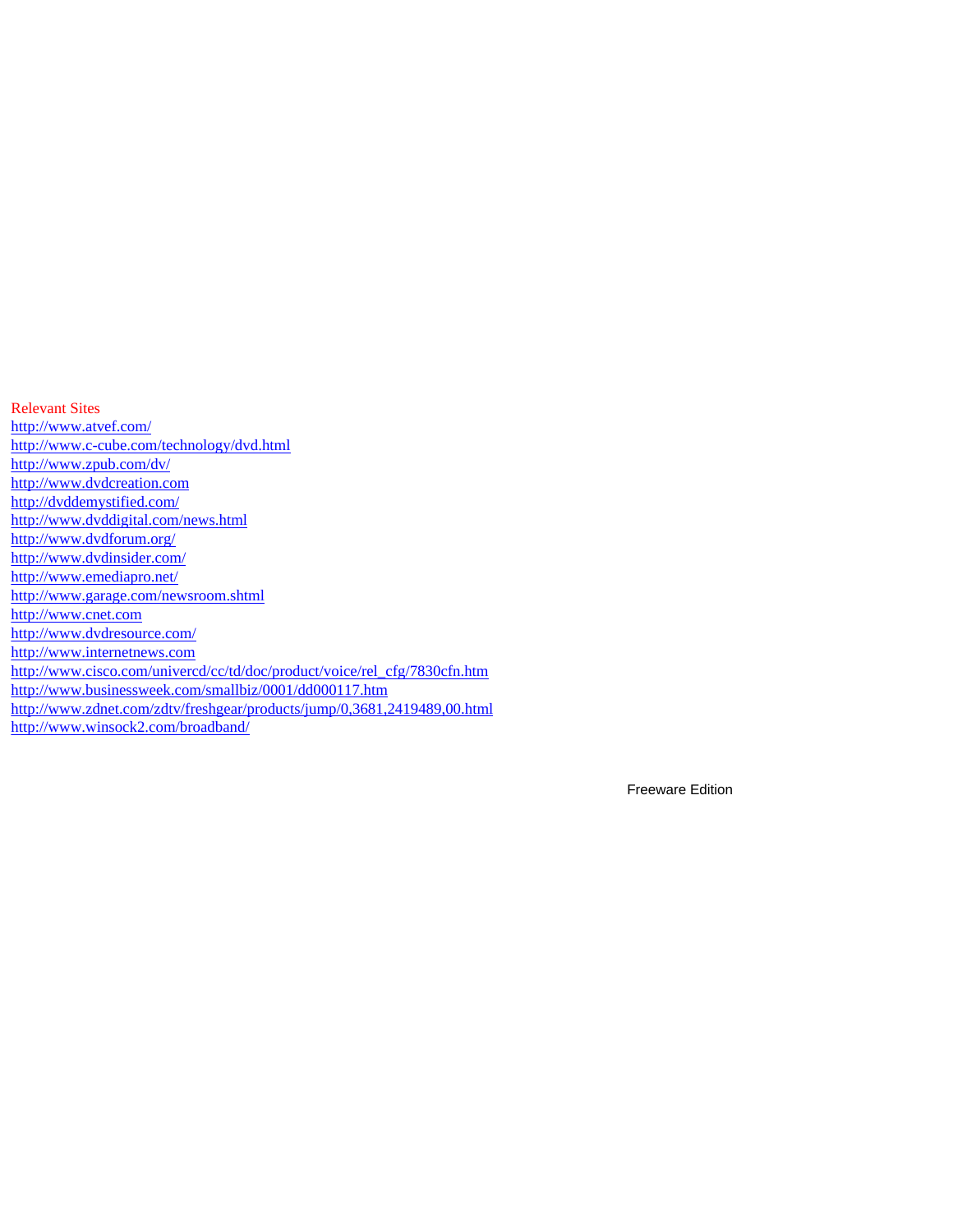## Relevant Sites

http://www.atvef.com/
http://www.c-cube.com/technology/dvd.html
http://www.zpub.com/dv/
http://www.dvdcreation.com
http://dvddemystified.com/
http://www.dvddigital.com/news.html
http://www.dvdforum.org/
http://www.dvdinsider.com/
http://www.emediapro.net/
http://www.garage.com/newsroom.shtml
http://www.cnet.com
http://www.dvdresource.com/
http://www.internetnews.com
http://www.cisco.com/univercd/cc/td/doc/product/voice/rel_cfg/7830cfn.htm
http://www.businessweek.com/smallbiz/0001/dd000117.htm
http://www.zdnet.com/zdtv/freshgear/products/jump/0,3681,2419489,00.html
http://www.winsock2.com/broadband/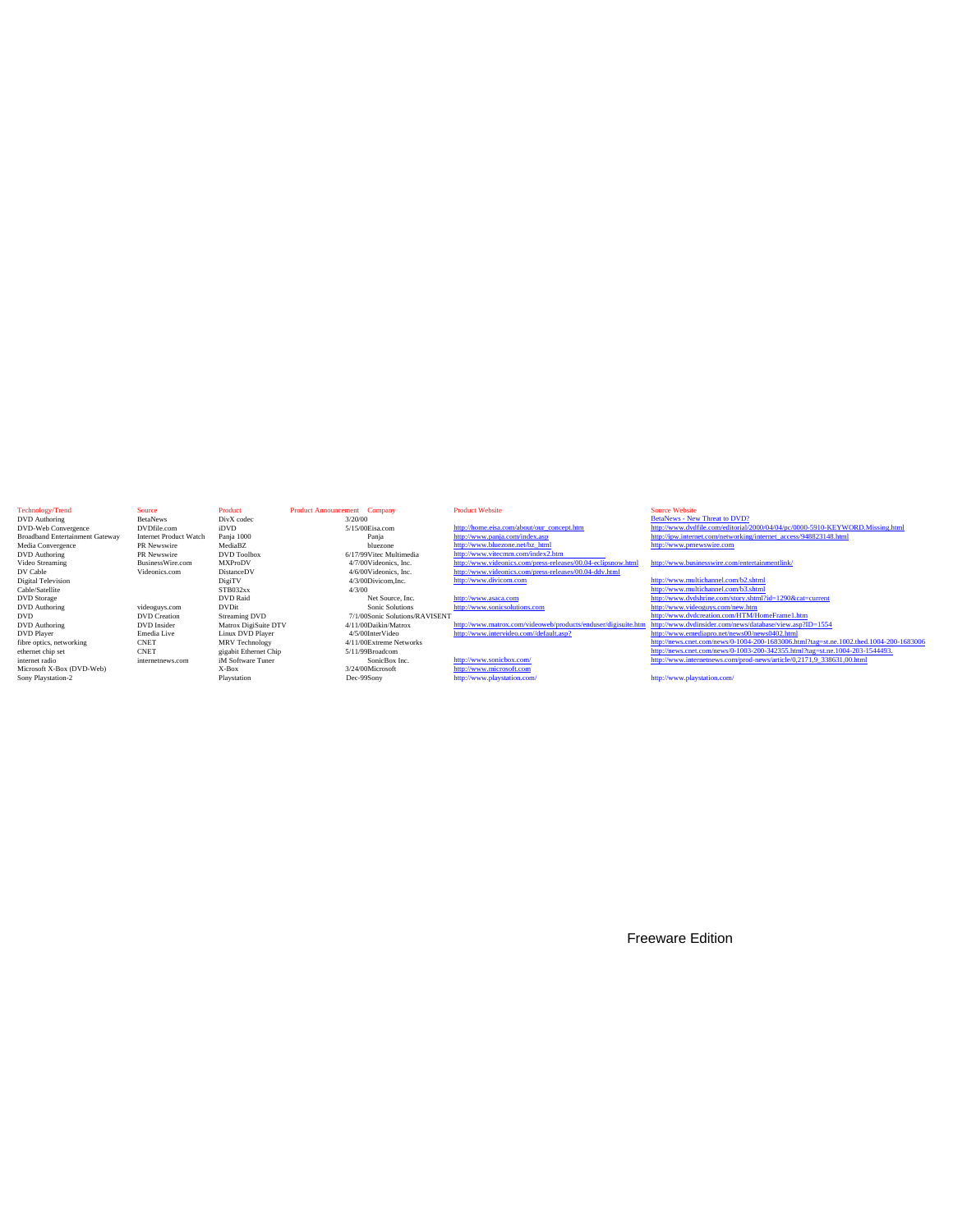| Technology/Trend | Source | Product | Product Announcement | Company | Product Website | Source Website |
|---|---|---|---|---|---|---|
| DVD Authoring | BetaNews | DivX codec | 3/20/00 | | | BetaNews - New Threat to DVD? |
| DVD-Web Convergence | DVDfile.com | iDVD | 5/15/00 | Eisa.com | http://home.eisa.com/about/our_concept.htm | http://www.dvdfile.com/editorial/2000/04/04/pc/0000-5910-KEYWORD.Missing.html |
| Broadband Entertainment Gateway | Internet Product Watch | Panja 1000 | | Panja | http://www.panja.com/index.asp | http://ipw.internet.com/networking/internet_access/948823148.html |
| Media Convergence | PR Newswire | MediaBZ | | bluezone | http://www.bluezone.net/bz_html | http://www.prnewswire.com |
| DVD Authoring | PR Newswire | DVD Toolbox | 6/17/99 | Vitec Multimedia | http://www.vitecmm.com/index2.htm | |
| Video Streaming | BusinessWire.com | MXProDV | 4/7/00 | Videonics, Inc. | http://www.videonics.com/press-releases/00.04-eclipsnow.html | http://www.businesswire.com/entertainmentlink/ |
| DV Cable | Videonics.com | DistanceDV | 4/6/00 | Videonics, Inc. | http://www.videonics.com/press-releases/00.04-ddv.html | |
| Digital Television | | DigiTV | 4/3/00 | Divicom,Inc. | http://www.divicom.com | http://www.multichannel.com/b2.shtml |
| Cable/Satellite | | STB032xx | 4/3/00 | | | http://www.multichannel.com/b3.shtml |
| DVD Storage | | DVD Raid | | Net Source, Inc. | http://www.asaca.com | http://www.dvdshrine.com/story.shtml?id=1290&cat=current |
| DVD Authoring | videoguys.com | DVDit | | Sonic Solutions | http://www.sonicsolutions.com | http://www.videoguys.com/new.htm |
| DVD | DVD Creation | Streaming DVD | 7/1/00 | Sonic Solutions/RAVISENT | | http://www.dvdcreation.com/HTM/HomeFrame1.htm |
| DVD Authoring | DVD Insider | Matrox DigiSuite DTV | 4/11/00 | Daikin/Matrox | http://www.matrox.com/videoweb/products/enduser/digisuite.htm | http://www.dvdinsider.com/news/database/view.asp?ID=1554 |
| DVD Player | Emedia Live | Linux DVD Player | 4/5/00 | InterVideo | http://www.intervideo.com//default.asp? | http://www.emediapro.net/news00/news0402.html |
| fibre optics, networking | CNET | MRV Technology | 4/11/00 | Extreme Networks | | http://news.cnet.com/news/0-1004-200-1683006.html?tag=st.ne.1002.thed.1004-200-1683006 |
| ethernet chip set | CNET | gigabit Ethernet Chip | 5/11/99 | Broadcom | | http://news.cnet.com/news/0-1003-200-342355.html?tag=st.ne.1004-203-1544493. |
| internet radio | internetnews.com | iM Software Tuner | | SonicBox Inc. | http://www.sonicbox.com/ | http://www.internetnews.com/prod-news/article/0,2171,9_338631,00.html |
| Microsoft X-Box (DVD-Web) | | X-Box | 3/24/00 | Microsoft | http://www.microsoft.com | |
| Sony Playstation-2 | | Playstation | Dec-99 | Sony | http://www.playstation.com/ | http://www.playstation.com/ |

Freeware Edition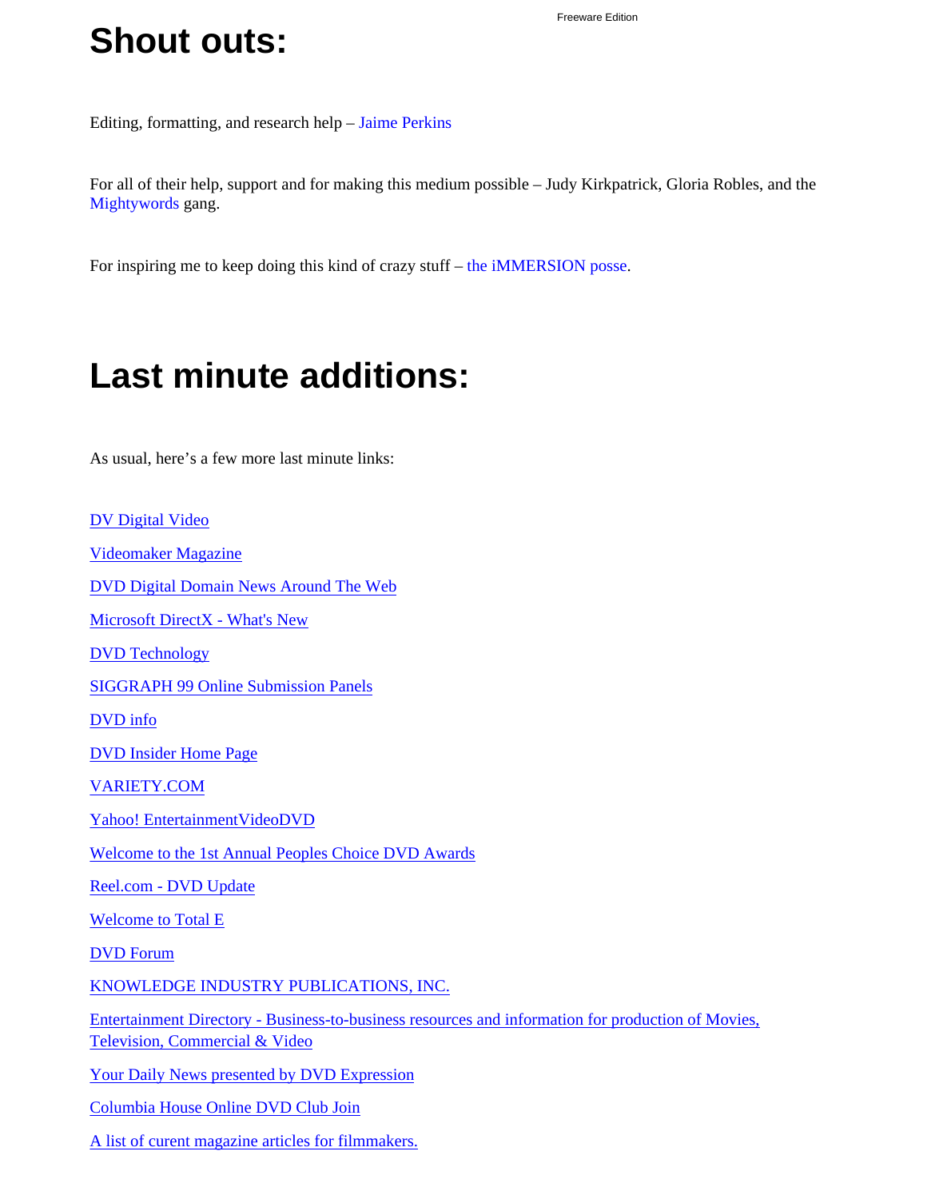# Shout outs:

Editing, formatting, and research help – Jaime Perkins

For all of their help, support and for making this medium possible – Judy Kirkpatrick, Gloria Robles, and the Mightywords gang.

For inspiring me to keep doing this kind of crazy stuff – the iMMERSION posse.

# Last minute additions:

As usual, here's a few more last minute links:

DV Digital Video

Videomaker Magazine

DVD Digital Domain News Around The Web

Microsoft DirectX - What's New

DVD Technology

SIGGRAPH 99 Online Submission Panels

DVD info

DVD Insider Home Page

VARIETY.COM

Yahoo! EntertainmentVideoDVD

Welcome to the 1st Annual Peoples Choice DVD Awards

Reel.com - DVD Update

Welcome to Total E

DVD Forum

KNOWLEDGE INDUSTRY PUBLICATIONS, INC.

Entertainment Directory - Business-to-business resources and information for production of Movies, Television, Commercial & Video

Your Daily News presented by DVD Expression

Columbia House Online DVD Club Join

A list of curent magazine articles for filmmakers.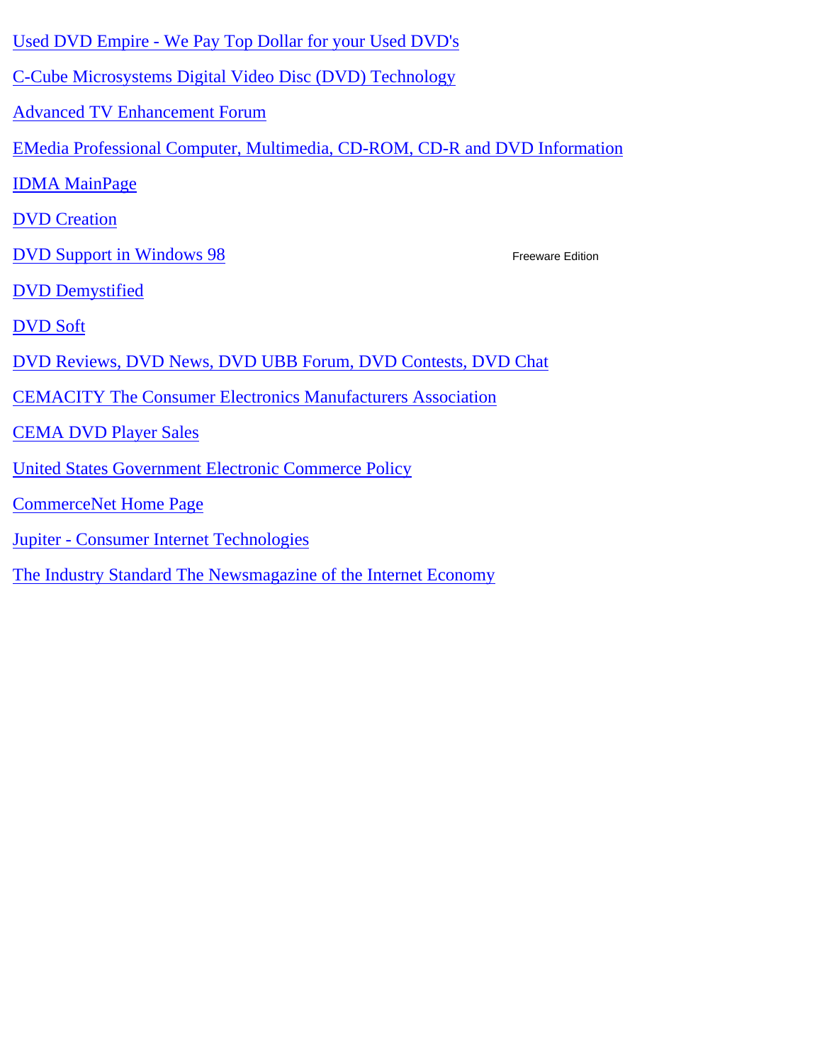Used DVD Empire - We Pay Top Dollar for your Used DVD's

C-Cube Microsystems Digital Video Disc (DVD) Technology

Advanced TV Enhancement Forum

EMedia Professional Computer, Multimedia, CD-ROM, CD-R and DVD Information

IDMA MainPage

DVD Creation

DVD Support in Windows 98

DVD Demystified

DVD Soft

DVD Reviews, DVD News, DVD UBB Forum, DVD Contests, DVD Chat

CEMACITY The Consumer Electronics Manufacturers Association

CEMA DVD Player Sales

United States Government Electronic Commerce Policy

CommerceNet Home Page

Jupiter - Consumer Internet Technologies

The Industry Standard The Newsmagazine of the Internet Economy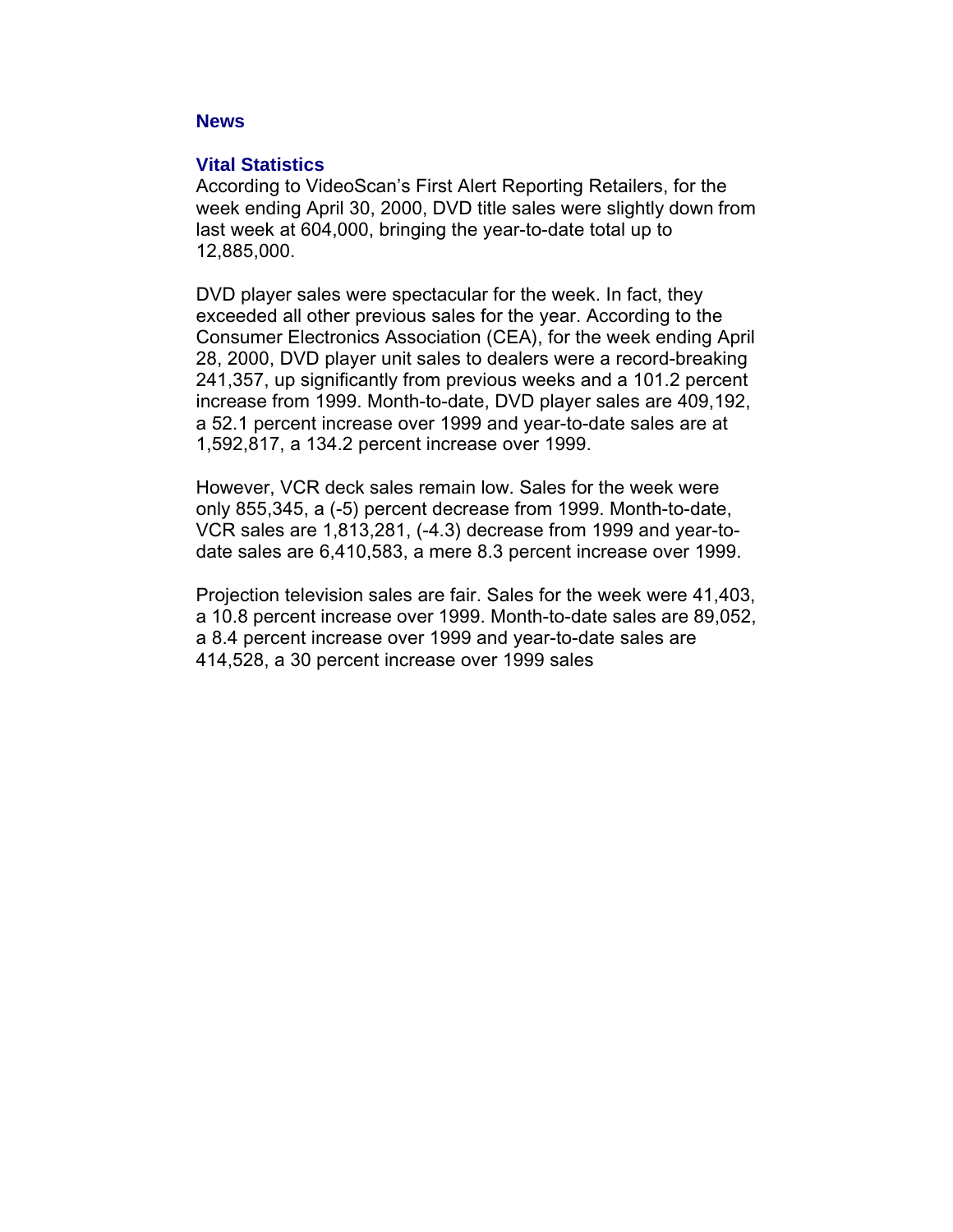## News

### Vital Statistics

According to VideoScan's First Alert Reporting Retailers, for the week ending April 30, 2000, DVD title sales were slightly down from last week at 604,000, bringing the year-to-date total up to 12,885,000.

DVD player sales were spectacular for the week. In fact, they exceeded all other previous sales for the year. According to the Consumer Electronics Association (CEA), for the week ending April 28, 2000, DVD player unit sales to dealers were a record-breaking 241,357, up significantly from previous weeks and a 101.2 percent increase from 1999. Month-to-date, DVD player sales are 409,192, a 52.1 percent increase over 1999 and year-to-date sales are at 1,592,817, a 134.2 percent increase over 1999.

However, VCR deck sales remain low. Sales for the week were only 855,345, a (-5) percent decrease from 1999. Month-to-date, VCR sales are 1,813,281, (-4.3) decrease from 1999 and year-to-date sales are 6,410,583, a mere 8.3 percent increase over 1999.

Projection television sales are fair. Sales for the week were 41,403, a 10.8 percent increase over 1999. Month-to-date sales are 89,052, a 8.4 percent increase over 1999 and year-to-date sales are 414,528, a 30 percent increase over 1999 sales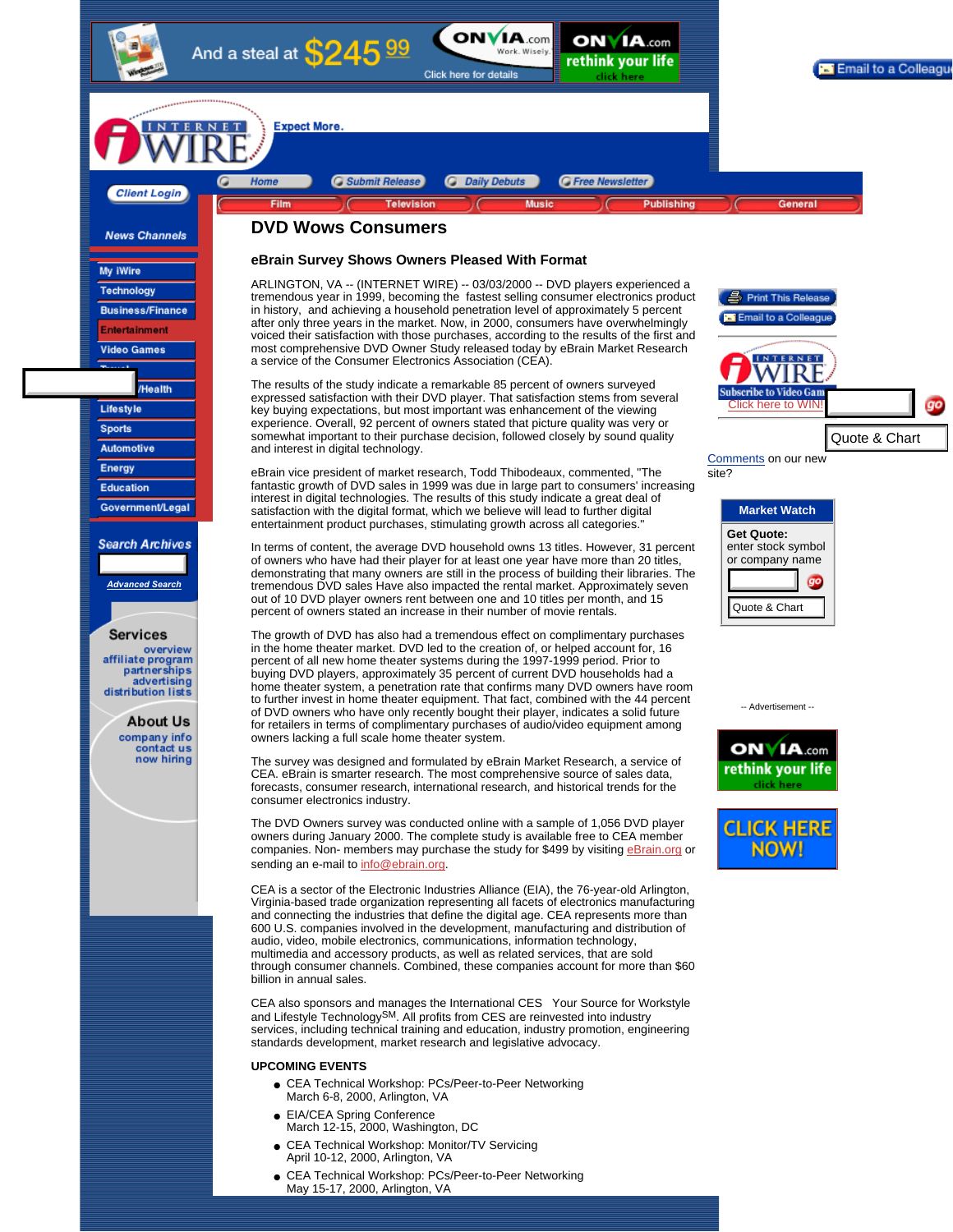# DVD Wows Consumers

## eBrain Survey Shows Owners Pleased With Format

ARLINGTON, VA -- (INTERNET WIRE) -- 03/03/2000 -- DVD players experienced a tremendous year in 1999, becoming the fastest selling consumer electronics product in history, and achieving a household penetration level of approximately 5 percent after only three years in the market. Now, in 2000, consumers have overwhelmingly voiced their satisfaction with those purchases, according to the results of the first and most comprehensive DVD Owner Study released today by eBrain Market Research a service of the Consumer Electronics Association (CEA).

The results of the study indicate a remarkable 85 percent of owners surveyed expressed satisfaction with their DVD player. That satisfaction stems from several key buying expectations, but most important was enhancement of the viewing experience. Overall, 92 percent of owners stated that picture quality was very or somewhat important to their purchase decision, followed closely by sound quality and interest in digital technology.

eBrain vice president of market research, Todd Thibodeaux, commented, "The fantastic growth of DVD sales in 1999 was due in large part to consumers' increasing interest in digital technologies. The results of this study indicate a great deal of satisfaction with the digital format, which we believe will lead to further digital entertainment product purchases, stimulating growth across all categories."

In terms of content, the average DVD household owns 13 titles. However, 31 percent of owners who have had their player for at least one year have more than 20 titles, demonstrating that many owners are still in the process of building their libraries. The tremendous DVD sales Have also impacted the rental market. Approximately seven out of 10 DVD player owners rent between one and 10 titles per month, and 15 percent of owners stated an increase in their number of movie rentals.

The growth of DVD has also had a tremendous effect on complimentary purchases in the home theater market. DVD led to the creation of, or helped account for, 16 percent of all new home theater systems during the 1997-1999 period. Prior to buying DVD players, approximately 35 percent of current DVD households had a home theater system, a penetration rate that confirms many DVD owners have room to further invest in home theater equipment. That fact, combined with the 44 percent of DVD owners who have only recently bought their player, indicates a solid future for retailers in terms of complimentary purchases of audio/video equipment among owners lacking a full scale home theater system.

The survey was designed and formulated by eBrain Market Research, a service of CEA. eBrain is smarter research. The most comprehensive source of sales data, forecasts, consumer research, international research, and historical trends for the consumer electronics industry.

The DVD Owners survey was conducted online with a sample of 1,056 DVD player owners during January 2000. The complete study is available free to CEA member companies. Non- members may purchase the study for $499 by visiting eBrain.org or sending an e-mail to info@ebrain.org.

CEA is a sector of the Electronic Industries Alliance (EIA), the 76-year-old Arlington, Virginia-based trade organization representing all facets of electronics manufacturing and connecting the industries that define the digital age. CEA represents more than 600 U.S. companies involved in the development, manufacturing and distribution of audio, video, mobile electronics, communications, information technology, multimedia and accessory products, as well as related services, that are sold through consumer channels. Combined, these companies account for more than $60 billion in annual sales.

CEA also sponsors and manages the International CES Your Source for Workstyle and Lifestyle TechnologySM. All profits from CES are reinvested into industry services, including technical training and education, industry promotion, engineering standards development, market research and legislative advocacy.

**UPCOMING EVENTS**

- CEA Technical Workshop: PCs/Peer-to-Peer Networking
  March 6-8, 2000, Arlington, VA
- EIA/CEA Spring Conference
  March 12-15, 2000, Washington, DC
- CEA Technical Workshop: Monitor/TV Servicing
  April 10-12, 2000, Arlington, VA
- CEA Technical Workshop: PCs/Peer-to-Peer Networking
  May 15-17, 2000, Arlington, VA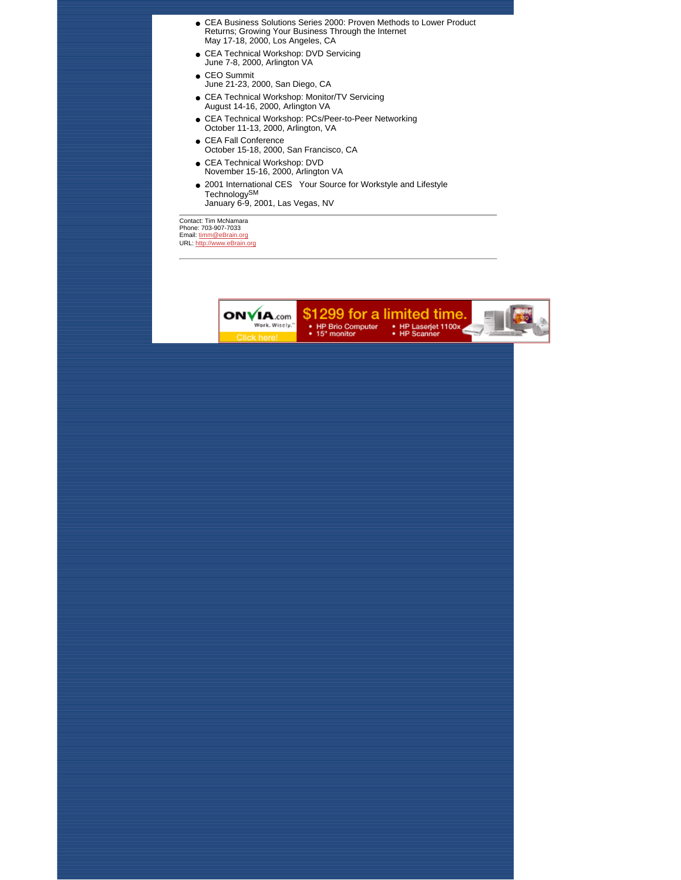- CEA Business Solutions Series 2000: Proven Methods to Lower Product Returns; Growing Your Business Through the Internet
  May 17-18, 2000, Los Angeles, CA
- CEA Technical Workshop: DVD Servicing
  June 7-8, 2000, Arlington VA
- CEO Summit
  June 21-23, 2000, San Diego, CA
- CEA Technical Workshop: Monitor/TV Servicing
  August 14-16, 2000, Arlington VA
- CEA Technical Workshop: PCs/Peer-to-Peer Networking
  October 11-13, 2000, Arlington, VA
- CEA Fall Conference
  October 15-18, 2000, San Francisco, CA
- CEA Technical Workshop: DVD
  November 15-16, 2000, Arlington VA
- 2001 International CES   Your Source for Workstyle and Lifestyle Technology[SM]
  January 6-9, 2001, Las Vegas, NV

---

Contact: Tim McNamara
Phone: 703-907-7033
Email: timm@eBrain.org
URL: http://www.eBrain.org

---

ONVIA.com Work. Wisely.
Click here!
$1299 for a limited time.
- HP Brio Computer
- 15" monitor
- HP Laserjet 1100x
- HP Scanner